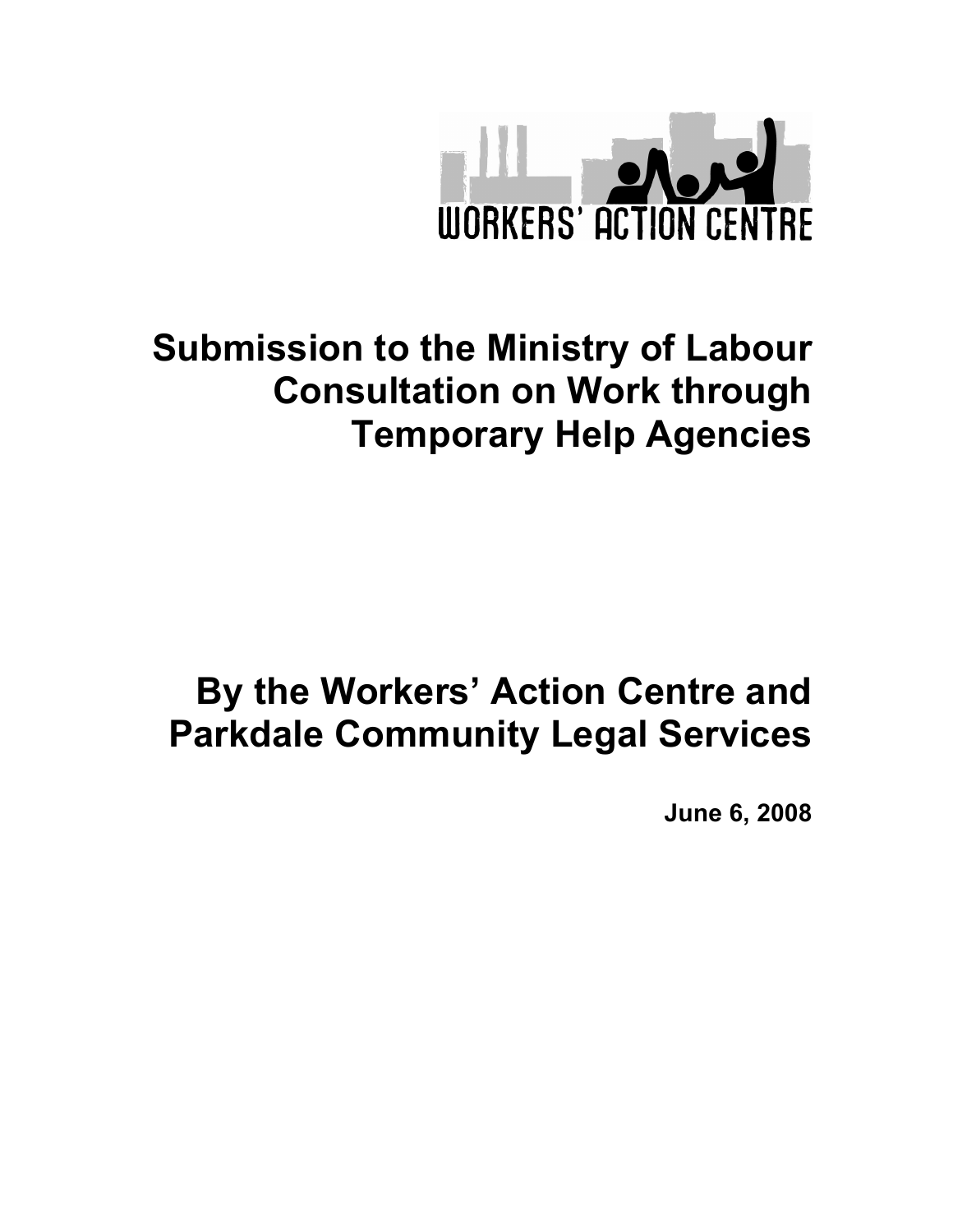WORKERS' ACTION CENTRE

# Submission to the Ministry of Labour Consultation on Work through Temporary Help Agencies

# By the Workers' Action Centre and Parkdale Community Legal Services

**June 6, 2008**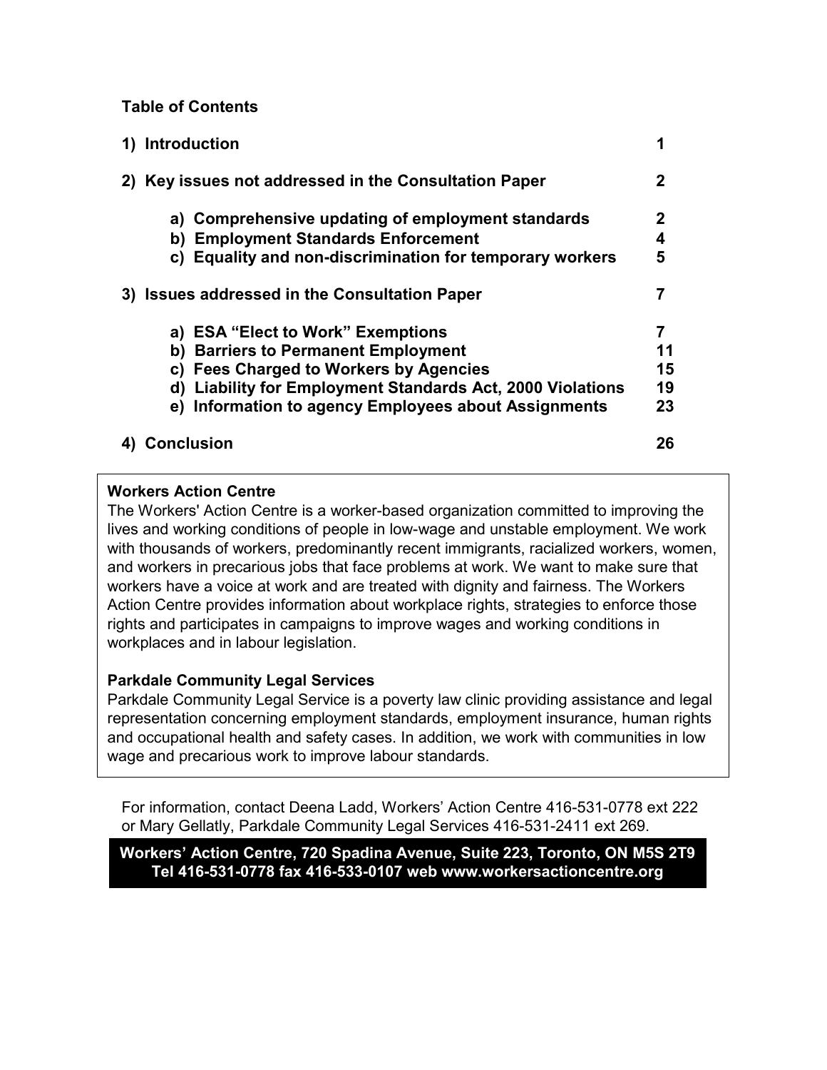## Table of Contents

| | |
|---|---|
| **1) Introduction** | **1** |
| **2) Key issues not addressed in the Consultation Paper** | **2** |
| **a) Comprehensive updating of employment standards** | **2** |
| **b) Employment Standards Enforcement** | **4** |
| **c) Equality and non-discrimination for temporary workers** | **5** |
| **3) Issues addressed in the Consultation Paper** | **7** |
| **a) ESA "Elect to Work" Exemptions** | **7** |
| **b) Barriers to Permanent Employment** | **11** |
| **c) Fees Charged to Workers by Agencies** | **15** |
| **d) Liability for Employment Standards Act, 2000 Violations** | **19** |
| **e) Information to agency Employees about Assignments** | **23** |
| **4) Conclusion** | **26** |

**Workers Action Centre**
The Workers' Action Centre is a worker-based organization committed to improving the lives and working conditions of people in low-wage and unstable employment. We work with thousands of workers, predominantly recent immigrants, racialized workers, women, and workers in precarious jobs that face problems at work. We want to make sure that workers have a voice at work and are treated with dignity and fairness. The Workers Action Centre provides information about workplace rights, strategies to enforce those rights and participates in campaigns to improve wages and working conditions in workplaces and in labour legislation.

**Parkdale Community Legal Services**
Parkdale Community Legal Service is a poverty law clinic providing assistance and legal representation concerning employment standards, employment insurance, human rights and occupational health and safety cases. In addition, we work with communities in low wage and precarious work to improve labour standards.

For information, contact Deena Ladd, Workers' Action Centre 416-531-0778 ext 222 or Mary Gellatly, Parkdale Community Legal Services 416-531-2411 ext 269.

**Workers' Action Centre, 720 Spadina Avenue, Suite 223, Toronto, ON M5S 2T9**
**Tel 416-531-0778 fax 416-533-0107 web www.workersactioncentre.org**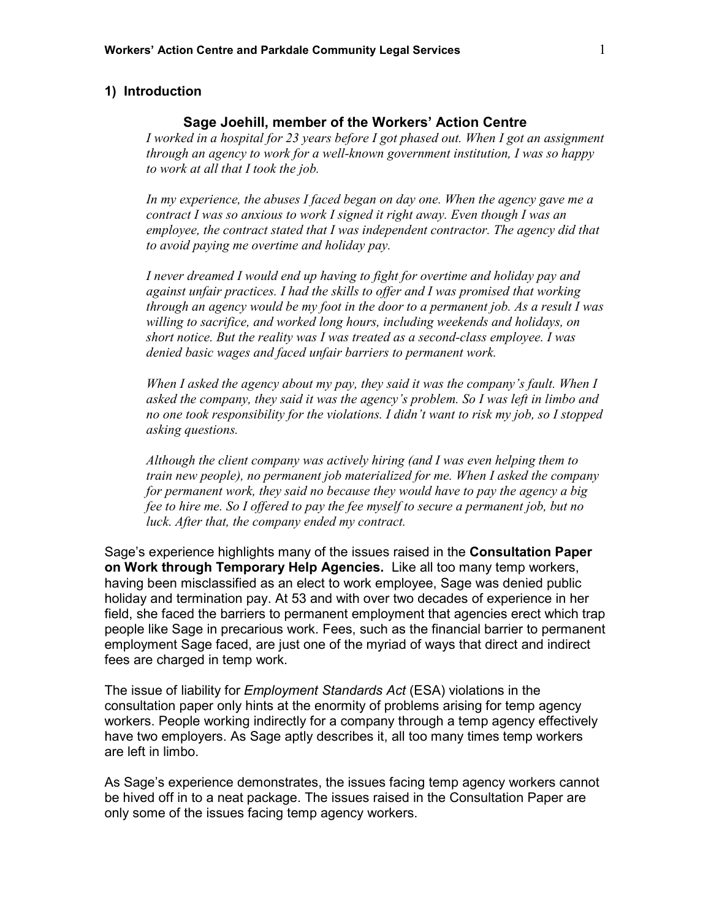## 1) Introduction

### Sage Joehill, member of the Workers' Action Centre

*I worked in a hospital for 23 years before I got phased out. When I got an assignment through an agency to work for a well-known government institution, I was so happy to work at all that I took the job.*

*In my experience, the abuses I faced began on day one. When the agency gave me a contract I was so anxious to work I signed it right away. Even though I was an employee, the contract stated that I was independent contractor. The agency did that to avoid paying me overtime and holiday pay.*

*I never dreamed I would end up having to fight for overtime and holiday pay and against unfair practices. I had the skills to offer and I was promised that working through an agency would be my foot in the door to a permanent job. As a result I was willing to sacrifice, and worked long hours, including weekends and holidays, on short notice. But the reality was I was treated as a second-class employee. I was denied basic wages and faced unfair barriers to permanent work.*

*When I asked the agency about my pay, they said it was the company's fault. When I asked the company, they said it was the agency's problem. So I was left in limbo and no one took responsibility for the violations. I didn't want to risk my job, so I stopped asking questions.*

*Although the client company was actively hiring (and I was even helping them to train new people), no permanent job materialized for me. When I asked the company for permanent work, they said no because they would have to pay the agency a big fee to hire me. So I offered to pay the fee myself to secure a permanent job, but no luck. After that, the company ended my contract.*

Sage's experience highlights many of the issues raised in the **Consultation Paper on Work through Temporary Help Agencies.** Like all too many temp workers, having been misclassified as an elect to work employee, Sage was denied public holiday and termination pay. At 53 and with over two decades of experience in her field, she faced the barriers to permanent employment that agencies erect which trap people like Sage in precarious work. Fees, such as the financial barrier to permanent employment Sage faced, are just one of the myriad of ways that direct and indirect fees are charged in temp work.

The issue of liability for *Employment Standards Act* (ESA) violations in the consultation paper only hints at the enormity of problems arising for temp agency workers. People working indirectly for a company through a temp agency effectively have two employers. As Sage aptly describes it, all too many times temp workers are left in limbo.

As Sage's experience demonstrates, the issues facing temp agency workers cannot be hived off in to a neat package. The issues raised in the Consultation Paper are only some of the issues facing temp agency workers.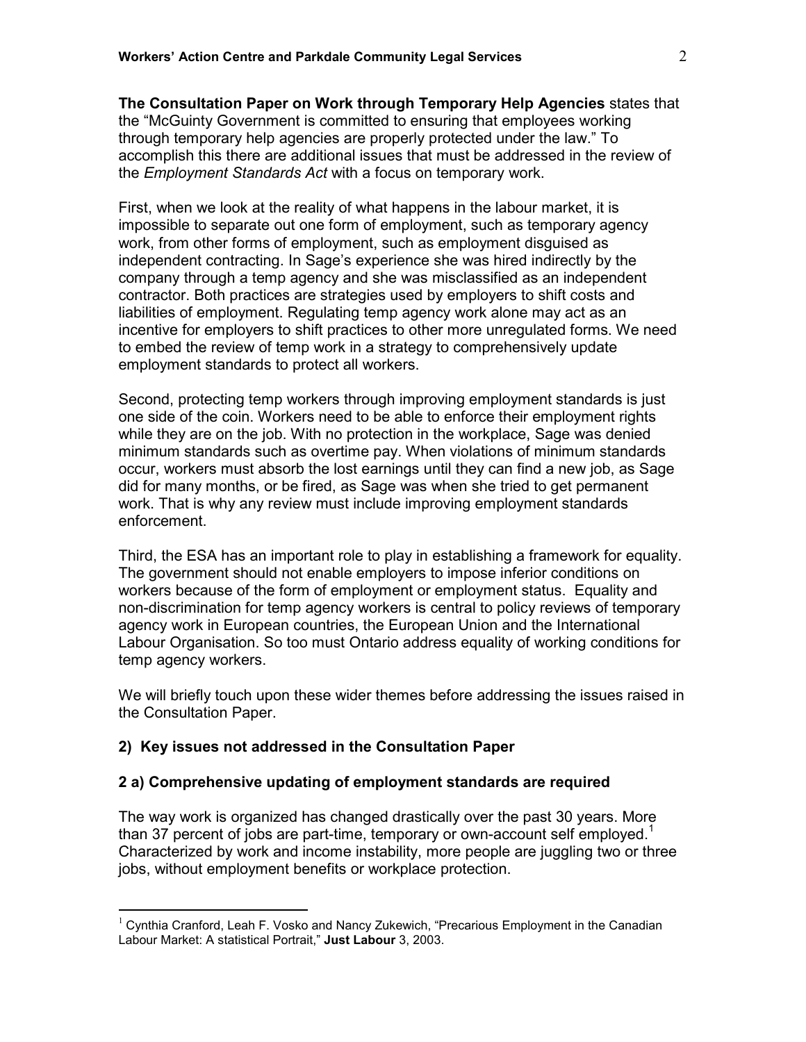**The Consultation Paper on Work through Temporary Help Agencies** states that the "McGuinty Government is committed to ensuring that employees working through temporary help agencies are properly protected under the law." To accomplish this there are additional issues that must be addressed in the review of the *Employment Standards Act* with a focus on temporary work.

First, when we look at the reality of what happens in the labour market, it is impossible to separate out one form of employment, such as temporary agency work, from other forms of employment, such as employment disguised as independent contracting. In Sage's experience she was hired indirectly by the company through a temp agency and she was misclassified as an independent contractor. Both practices are strategies used by employers to shift costs and liabilities of employment. Regulating temp agency work alone may act as an incentive for employers to shift practices to other more unregulated forms. We need to embed the review of temp work in a strategy to comprehensively update employment standards to protect all workers.

Second, protecting temp workers through improving employment standards is just one side of the coin. Workers need to be able to enforce their employment rights while they are on the job. With no protection in the workplace, Sage was denied minimum standards such as overtime pay. When violations of minimum standards occur, workers must absorb the lost earnings until they can find a new job, as Sage did for many months, or be fired, as Sage was when she tried to get permanent work. That is why any review must include improving employment standards enforcement.

Third, the ESA has an important role to play in establishing a framework for equality. The government should not enable employers to impose inferior conditions on workers because of the form of employment or employment status. Equality and non-discrimination for temp agency workers is central to policy reviews of temporary agency work in European countries, the European Union and the International Labour Organisation. So too must Ontario address equality of working conditions for temp agency workers.

We will briefly touch upon these wider themes before addressing the issues raised in the Consultation Paper.

## 2) Key issues not addressed in the Consultation Paper

### 2 a) Comprehensive updating of employment standards are required

The way work is organized has changed drastically over the past 30 years. More than 37 percent of jobs are part-time, temporary or own-account self employed.[1] Characterized by work and income instability, more people are juggling two or three jobs, without employment benefits or workplace protection.

[1] Cynthia Cranford, Leah F. Vosko and Nancy Zukewich, "Precarious Employment in the Canadian Labour Market: A statistical Portrait," **Just Labour** 3, 2003.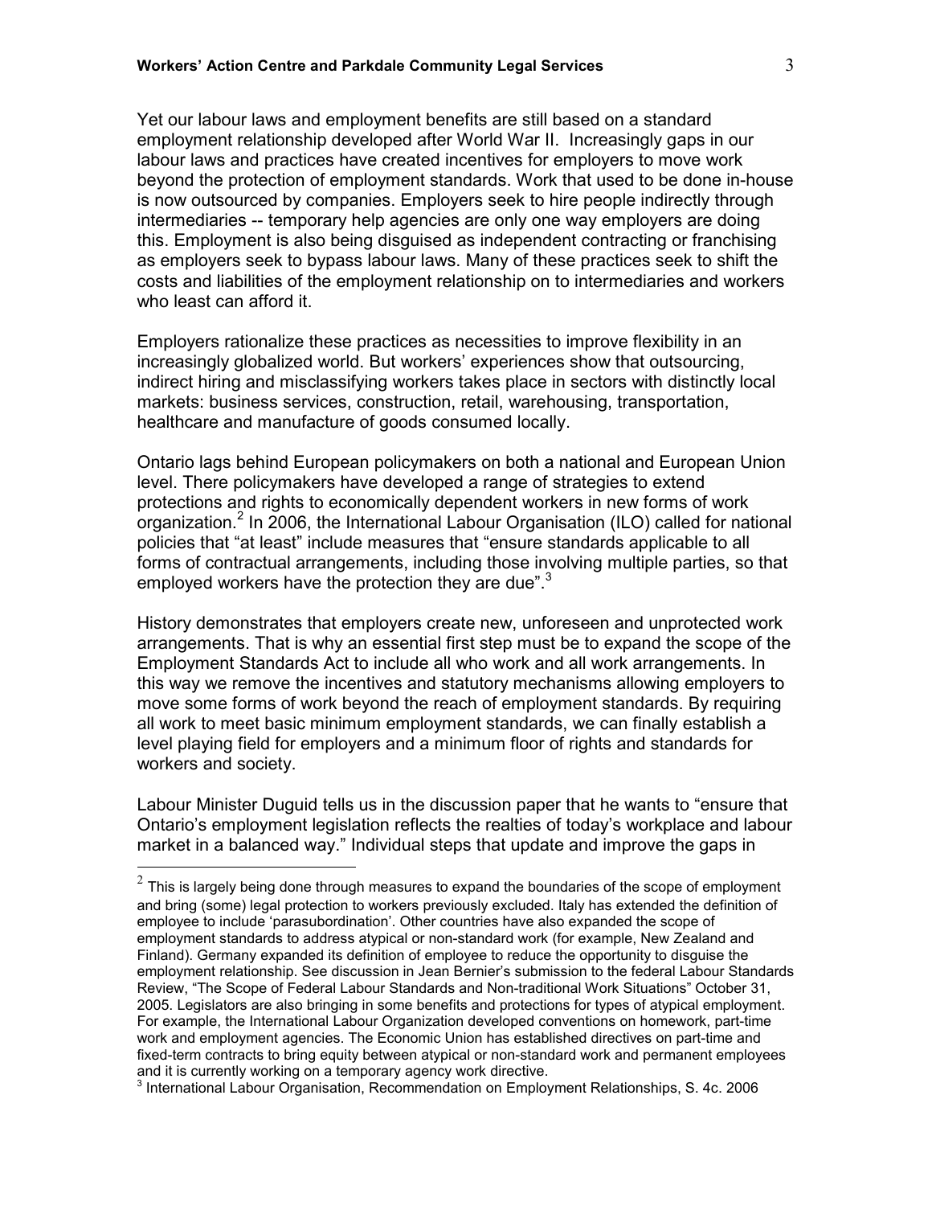Yet our labour laws and employment benefits are still based on a standard employment relationship developed after World War II. Increasingly gaps in our labour laws and practices have created incentives for employers to move work beyond the protection of employment standards. Work that used to be done in-house is now outsourced by companies. Employers seek to hire people indirectly through intermediaries -- temporary help agencies are only one way employers are doing this. Employment is also being disguised as independent contracting or franchising as employers seek to bypass labour laws. Many of these practices seek to shift the costs and liabilities of the employment relationship on to intermediaries and workers who least can afford it.

Employers rationalize these practices as necessities to improve flexibility in an increasingly globalized world. But workers' experiences show that outsourcing, indirect hiring and misclassifying workers takes place in sectors with distinctly local markets: business services, construction, retail, warehousing, transportation, healthcare and manufacture of goods consumed locally.

Ontario lags behind European policymakers on both a national and European Union level. There policymakers have developed a range of strategies to extend protections and rights to economically dependent workers in new forms of work organization.[2] In 2006, the International Labour Organisation (ILO) called for national policies that "at least" include measures that "ensure standards applicable to all forms of contractual arrangements, including those involving multiple parties, so that employed workers have the protection they are due".[3]

History demonstrates that employers create new, unforeseen and unprotected work arrangements. That is why an essential first step must be to expand the scope of the Employment Standards Act to include all who work and all work arrangements. In this way we remove the incentives and statutory mechanisms allowing employers to move some forms of work beyond the reach of employment standards. By requiring all work to meet basic minimum employment standards, we can finally establish a level playing field for employers and a minimum floor of rights and standards for workers and society.

Labour Minister Duguid tells us in the discussion paper that he wants to "ensure that Ontario's employment legislation reflects the realties of today's workplace and labour market in a balanced way." Individual steps that update and improve the gaps in

---

[2] This is largely being done through measures to expand the boundaries of the scope of employment and bring (some) legal protection to workers previously excluded. Italy has extended the definition of employee to include 'parasubordination'. Other countries have also expanded the scope of employment standards to address atypical or non-standard work (for example, New Zealand and Finland). Germany expanded its definition of employee to reduce the opportunity to disguise the employment relationship. See discussion in Jean Bernier's submission to the federal Labour Standards Review, "The Scope of Federal Labour Standards and Non-traditional Work Situations" October 31, 2005. Legislators are also bringing in some benefits and protections for types of atypical employment. For example, the International Labour Organization developed conventions on homework, part-time work and employment agencies. The Economic Union has established directives on part-time and fixed-term contracts to bring equity between atypical or non-standard work and permanent employees and it is currently working on a temporary agency work directive.

[3] International Labour Organisation, Recommendation on Employment Relationships, S. 4c. 2006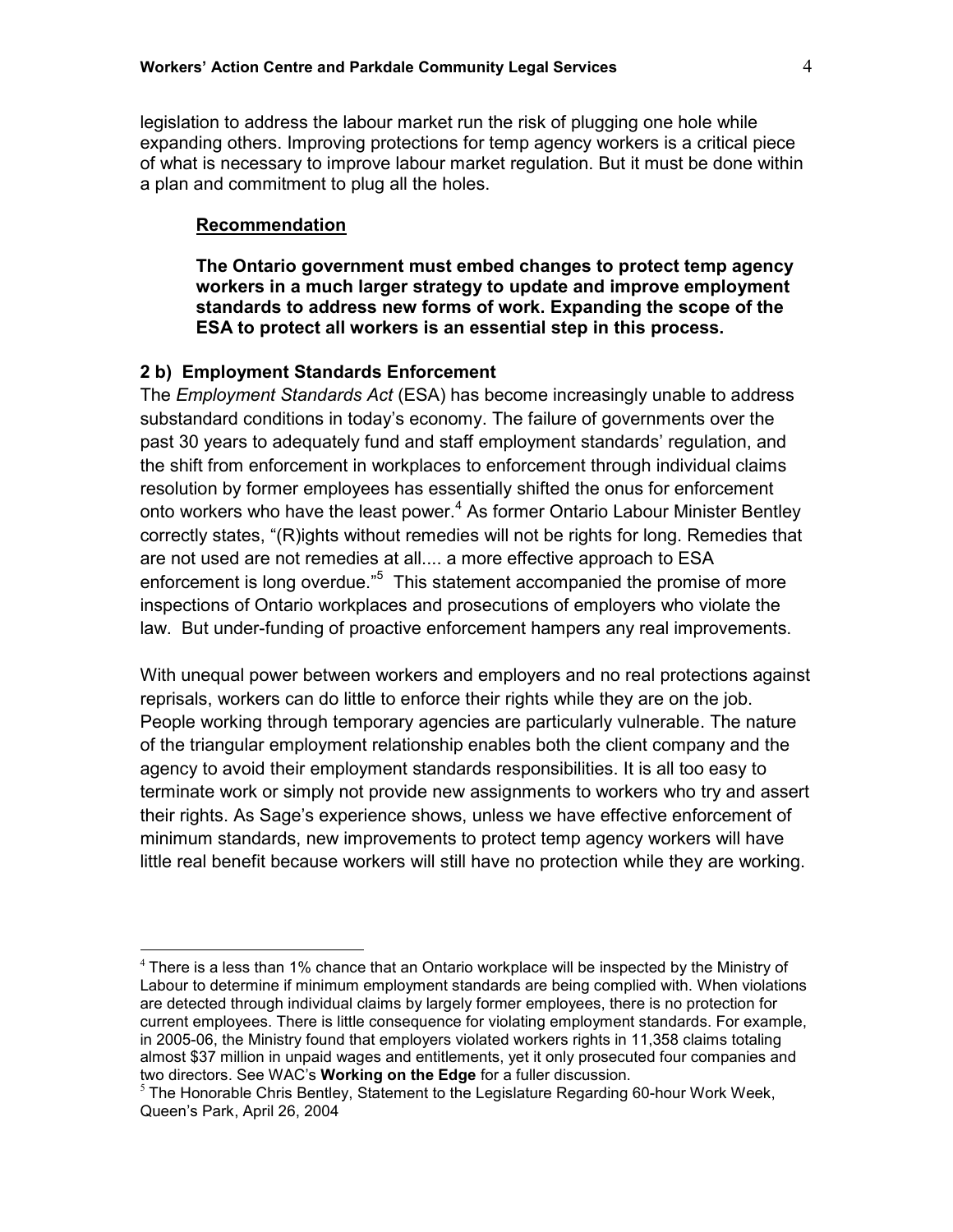legislation to address the labour market run the risk of plugging one hole while expanding others. Improving protections for temp agency workers is a critical piece of what is necessary to improve labour market regulation. But it must be done within a plan and commitment to plug all the holes.

> **Recommendation**
>
> **The Ontario government must embed changes to protect temp agency workers in a much larger strategy to update and improve employment standards to address new forms of work. Expanding the scope of the ESA to protect all workers is an essential step in this process.**

### 2 b) Employment Standards Enforcement

The *Employment Standards Act* (ESA) has become increasingly unable to address substandard conditions in today's economy. The failure of governments over the past 30 years to adequately fund and staff employment standards' regulation, and the shift from enforcement in workplaces to enforcement through individual claims resolution by former employees has essentially shifted the onus for enforcement onto workers who have the least power.[4] As former Ontario Labour Minister Bentley correctly states, "(R)ights without remedies will not be rights for long. Remedies that are not used are not remedies at all.... a more effective approach to ESA enforcement is long overdue."[5] This statement accompanied the promise of more inspections of Ontario workplaces and prosecutions of employers who violate the law. But under-funding of proactive enforcement hampers any real improvements.

With unequal power between workers and employers and no real protections against reprisals, workers can do little to enforce their rights while they are on the job. People working through temporary agencies are particularly vulnerable. The nature of the triangular employment relationship enables both the client company and the agency to avoid their employment standards responsibilities. It is all too easy to terminate work or simply not provide new assignments to workers who try and assert their rights. As Sage's experience shows, unless we have effective enforcement of minimum standards, new improvements to protect temp agency workers will have little real benefit because workers will still have no protection while they are working.

---

[4] There is a less than 1% chance that an Ontario workplace will be inspected by the Ministry of Labour to determine if minimum employment standards are being complied with. When violations are detected through individual claims by largely former employees, there is no protection for current employees. There is little consequence for violating employment standards. For example, in 2005-06, the Ministry found that employers violated workers rights in 11,358 claims totaling almost $37 million in unpaid wages and entitlements, yet it only prosecuted four companies and two directors. See WAC's **Working on the Edge** for a fuller discussion.

[5] The Honorable Chris Bentley, Statement to the Legislature Regarding 60-hour Work Week, Queen's Park, April 26, 2004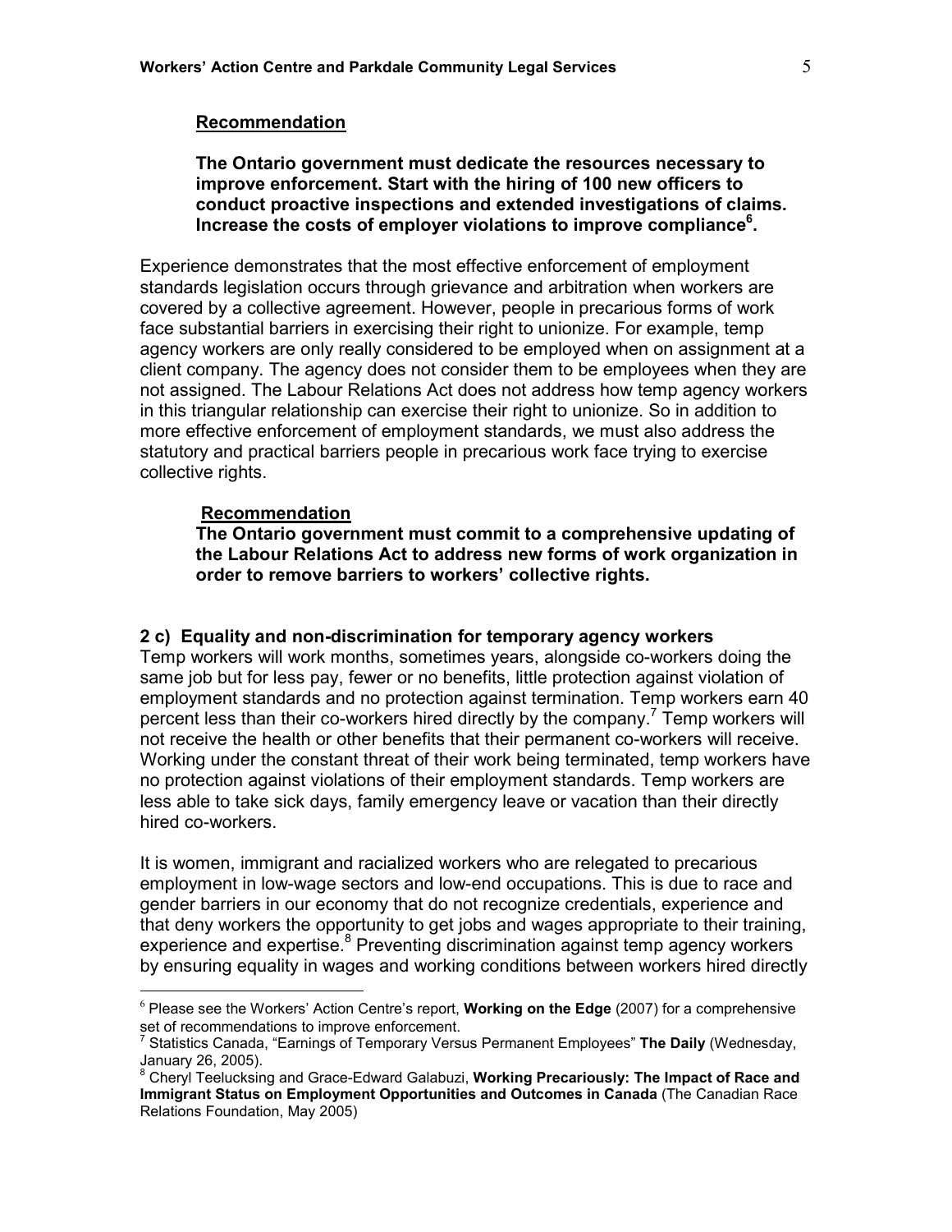**Recommendation**

**The Ontario government must dedicate the resources necessary to improve enforcement. Start with the hiring of 100 new officers to conduct proactive inspections and extended investigations of claims. Increase the costs of employer violations to improve compliance[6].**

Experience demonstrates that the most effective enforcement of employment standards legislation occurs through grievance and arbitration when workers are covered by a collective agreement. However, people in precarious forms of work face substantial barriers in exercising their right to unionize. For example, temp agency workers are only really considered to be employed when on assignment at a client company. The agency does not consider them to be employees when they are not assigned. The Labour Relations Act does not address how temp agency workers in this triangular relationship can exercise their right to unionize. So in addition to more effective enforcement of employment standards, we must also address the statutory and practical barriers people in precarious work face trying to exercise collective rights.

**Recommendation**

**The Ontario government must commit to a comprehensive updating of the Labour Relations Act to address new forms of work organization in order to remove barriers to workers' collective rights.**

### 2 c) Equality and non-discrimination for temporary agency workers

Temp workers will work months, sometimes years, alongside co-workers doing the same job but for less pay, fewer or no benefits, little protection against violation of employment standards and no protection against termination. Temp workers earn 40 percent less than their co-workers hired directly by the company.[7] Temp workers will not receive the health or other benefits that their permanent co-workers will receive. Working under the constant threat of their work being terminated, temp workers have no protection against violations of their employment standards. Temp workers are less able to take sick days, family emergency leave or vacation than their directly hired co-workers.

It is women, immigrant and racialized workers who are relegated to precarious employment in low-wage sectors and low-end occupations. This is due to race and gender barriers in our economy that do not recognize credentials, experience and that deny workers the opportunity to get jobs and wages appropriate to their training, experience and expertise.[8] Preventing discrimination against temp agency workers by ensuring equality in wages and working conditions between workers hired directly

---

[6] Please see the Workers' Action Centre's report, **Working on the Edge** (2007) for a comprehensive set of recommendations to improve enforcement.

[7] Statistics Canada, "Earnings of Temporary Versus Permanent Employees" **The Daily** (Wednesday, January 26, 2005).

[8] Cheryl Teelucksing and Grace-Edward Galabuzi, **Working Precariously: The Impact of Race and Immigrant Status on Employment Opportunities and Outcomes in Canada** (The Canadian Race Relations Foundation, May 2005)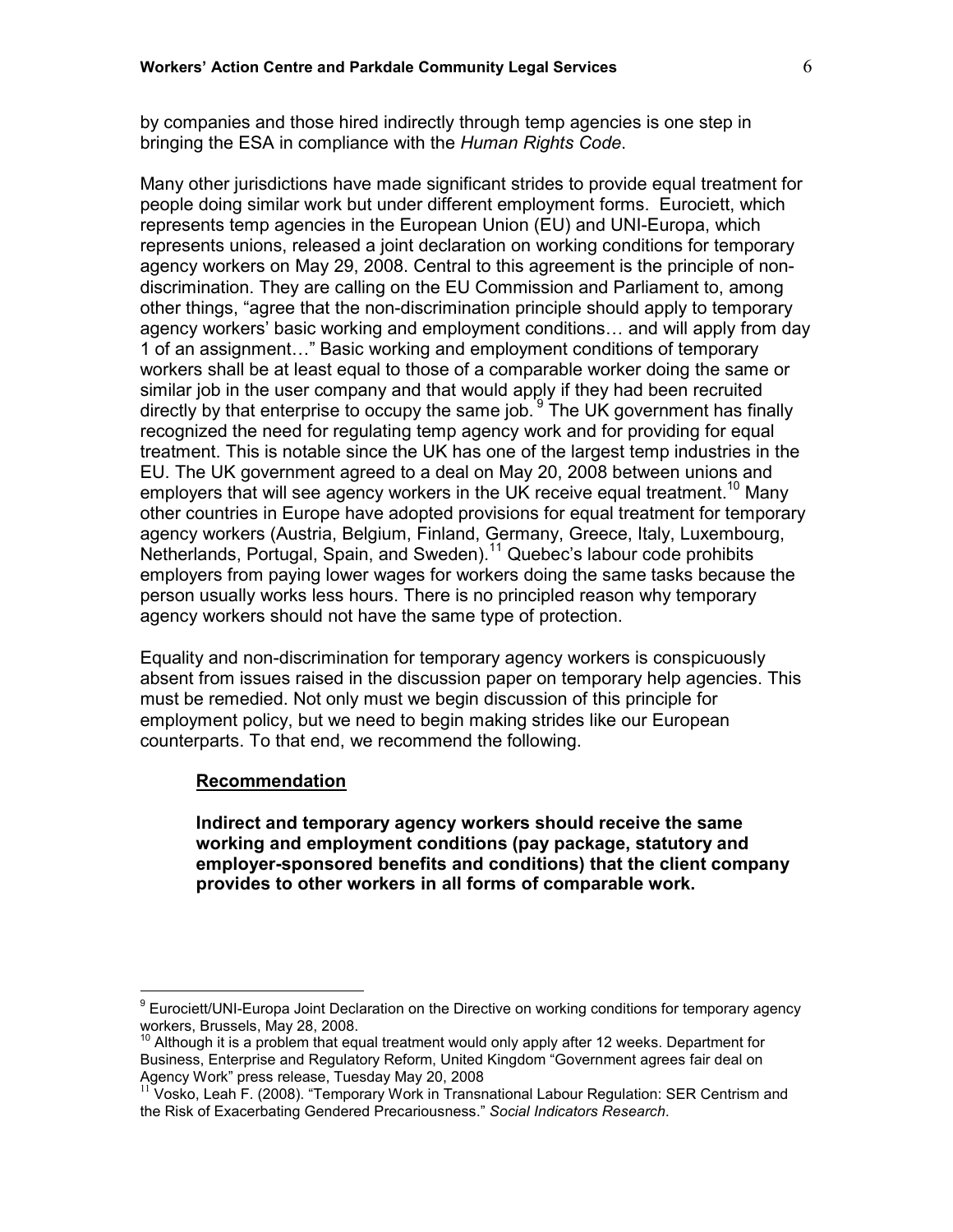by companies and those hired indirectly through temp agencies is one step in bringing the ESA in compliance with the *Human Rights Code*.

Many other jurisdictions have made significant strides to provide equal treatment for people doing similar work but under different employment forms. Eurociett, which represents temp agencies in the European Union (EU) and UNI-Europa, which represents unions, released a joint declaration on working conditions for temporary agency workers on May 29, 2008. Central to this agreement is the principle of non-discrimination. They are calling on the EU Commission and Parliament to, among other things, "agree that the non-discrimination principle should apply to temporary agency workers' basic working and employment conditions… and will apply from day 1 of an assignment…" Basic working and employment conditions of temporary workers shall be at least equal to those of a comparable worker doing the same or similar job in the user company and that would apply if they had been recruited directly by that enterprise to occupy the same job. [9] The UK government has finally recognized the need for regulating temp agency work and for providing for equal treatment. This is notable since the UK has one of the largest temp industries in the EU. The UK government agreed to a deal on May 20, 2008 between unions and employers that will see agency workers in the UK receive equal treatment.[10] Many other countries in Europe have adopted provisions for equal treatment for temporary agency workers (Austria, Belgium, Finland, Germany, Greece, Italy, Luxembourg, Netherlands, Portugal, Spain, and Sweden).[11] Quebec's labour code prohibits employers from paying lower wages for workers doing the same tasks because the person usually works less hours. There is no principled reason why temporary agency workers should not have the same type of protection.

Equality and non-discrimination for temporary agency workers is conspicuously absent from issues raised in the discussion paper on temporary help agencies. This must be remedied. Not only must we begin discussion of this principle for employment policy, but we need to begin making strides like our European counterparts. To that end, we recommend the following.

**Recommendation**

**Indirect and temporary agency workers should receive the same working and employment conditions (pay package, statutory and employer-sponsored benefits and conditions) that the client company provides to other workers in all forms of comparable work.**

---

[9] Eurociett/UNI-Europa Joint Declaration on the Directive on working conditions for temporary agency workers, Brussels, May 28, 2008.

[10] Although it is a problem that equal treatment would only apply after 12 weeks. Department for Business, Enterprise and Regulatory Reform, United Kingdom "Government agrees fair deal on Agency Work" press release, Tuesday May 20, 2008

[11] Vosko, Leah F. (2008). "Temporary Work in Transnational Labour Regulation: SER Centrism and the Risk of Exacerbating Gendered Precariousness." *Social Indicators Research*.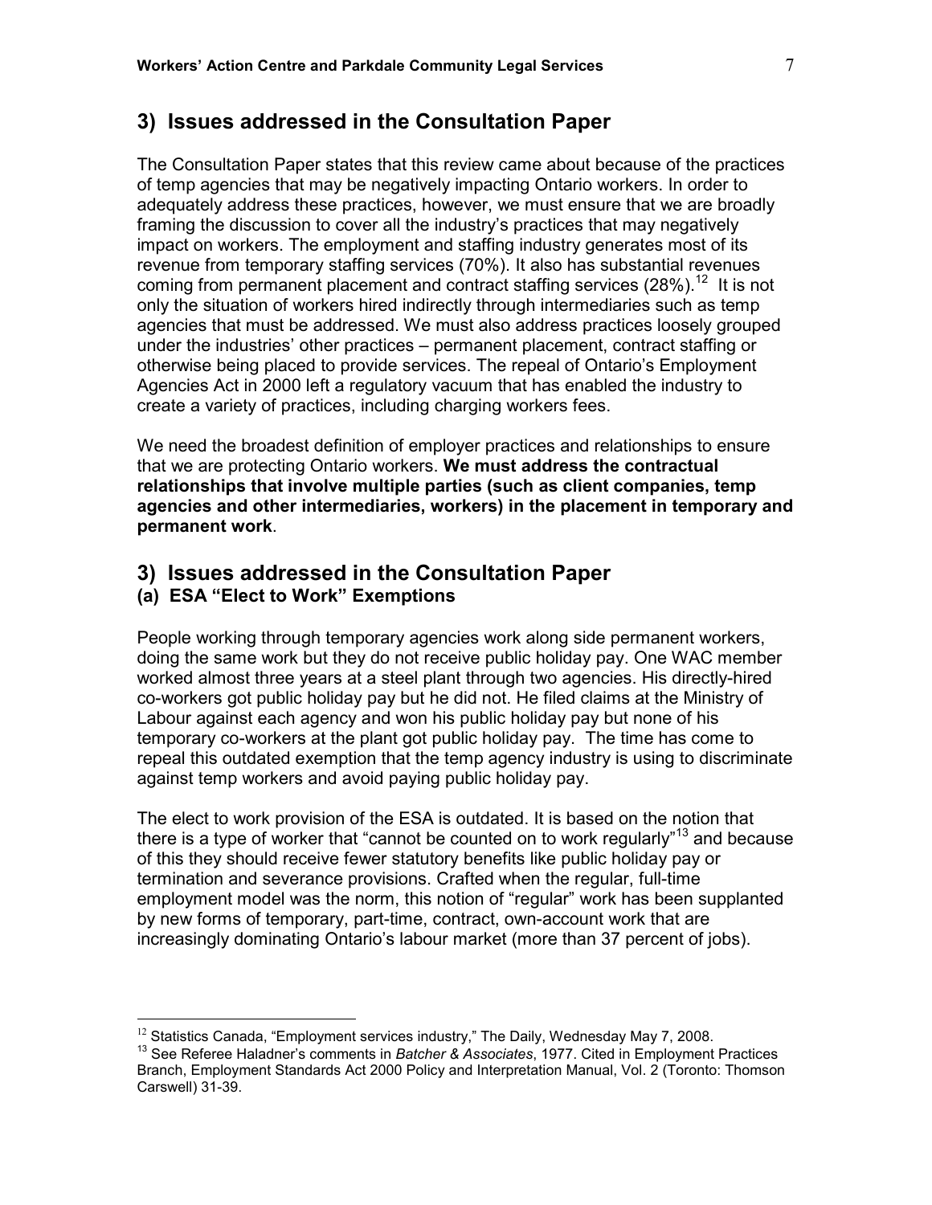## 3) Issues addressed in the Consultation Paper

The Consultation Paper states that this review came about because of the practices of temp agencies that may be negatively impacting Ontario workers. In order to adequately address these practices, however, we must ensure that we are broadly framing the discussion to cover all the industry's practices that may negatively impact on workers. The employment and staffing industry generates most of its revenue from temporary staffing services (70%). It also has substantial revenues coming from permanent placement and contract staffing services (28%).[12] It is not only the situation of workers hired indirectly through intermediaries such as temp agencies that must be addressed. We must also address practices loosely grouped under the industries' other practices – permanent placement, contract staffing or otherwise being placed to provide services. The repeal of Ontario's Employment Agencies Act in 2000 left a regulatory vacuum that has enabled the industry to create a variety of practices, including charging workers fees.

We need the broadest definition of employer practices and relationships to ensure that we are protecting Ontario workers. **We must address the contractual relationships that involve multiple parties (such as client companies, temp agencies and other intermediaries, workers) in the placement in temporary and permanent work**.

## 3) Issues addressed in the Consultation Paper

### (a) ESA "Elect to Work" Exemptions

People working through temporary agencies work along side permanent workers, doing the same work but they do not receive public holiday pay. One WAC member worked almost three years at a steel plant through two agencies. His directly-hired co-workers got public holiday pay but he did not. He filed claims at the Ministry of Labour against each agency and won his public holiday pay but none of his temporary co-workers at the plant got public holiday pay. The time has come to repeal this outdated exemption that the temp agency industry is using to discriminate against temp workers and avoid paying public holiday pay.

The elect to work provision of the ESA is outdated. It is based on the notion that there is a type of worker that "cannot be counted on to work regularly"[13] and because of this they should receive fewer statutory benefits like public holiday pay or termination and severance provisions. Crafted when the regular, full-time employment model was the norm, this notion of "regular" work has been supplanted by new forms of temporary, part-time, contract, own-account work that are increasingly dominating Ontario's labour market (more than 37 percent of jobs).

---

[12] Statistics Canada, "Employment services industry," The Daily, Wednesday May 7, 2008.

[13] See Referee Haladner's comments in *Batcher & Associates*, 1977. Cited in Employment Practices Branch, Employment Standards Act 2000 Policy and Interpretation Manual, Vol. 2 (Toronto: Thomson Carswell) 31-39.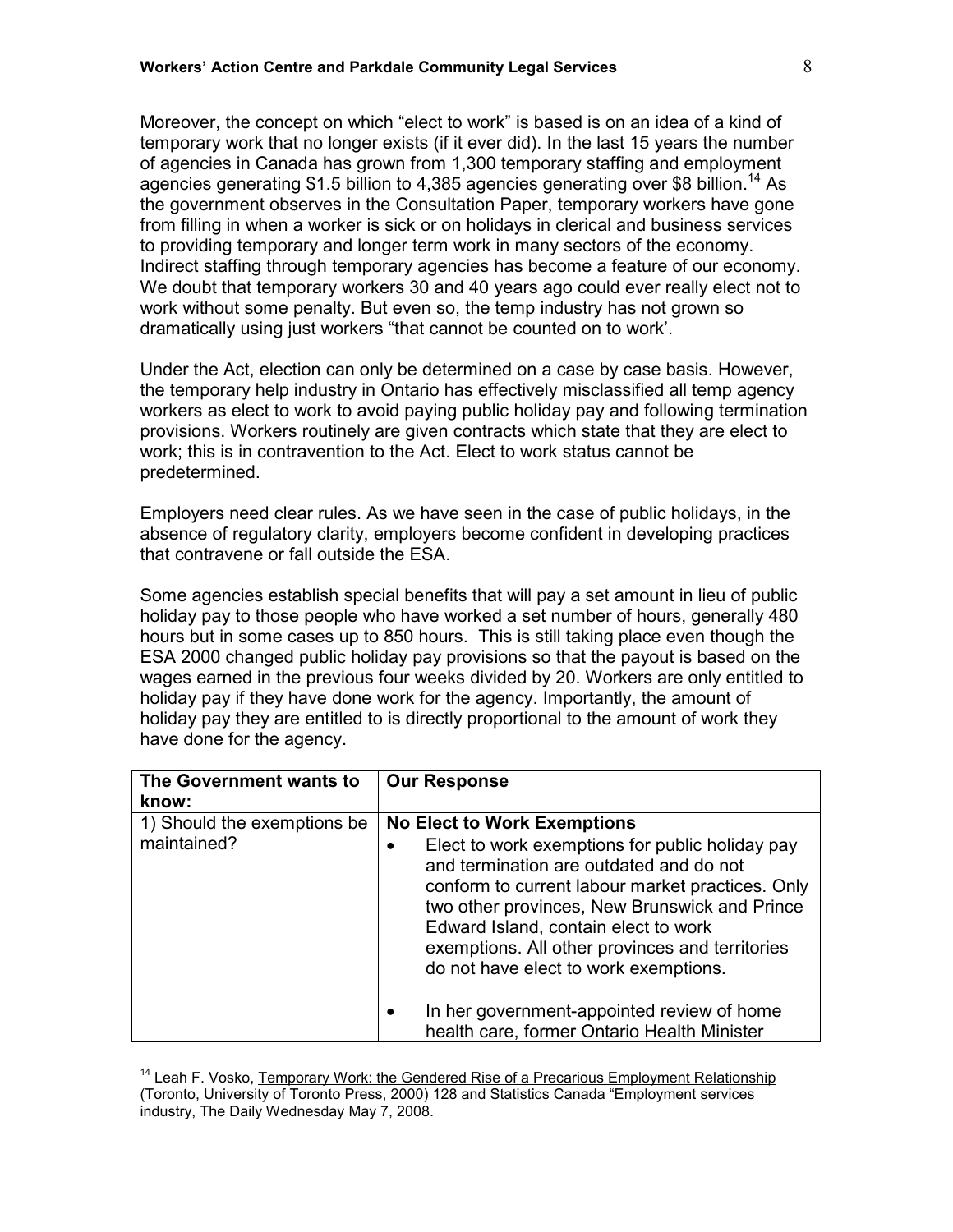Moreover, the concept on which "elect to work" is based is on an idea of a kind of temporary work that no longer exists (if it ever did). In the last 15 years the number of agencies in Canada has grown from 1,300 temporary staffing and employment agencies generating $1.5 billion to 4,385 agencies generating over $8 billion.[14] As the government observes in the Consultation Paper, temporary workers have gone from filling in when a worker is sick or on holidays in clerical and business services to providing temporary and longer term work in many sectors of the economy. Indirect staffing through temporary agencies has become a feature of our economy. We doubt that temporary workers 30 and 40 years ago could ever really elect not to work without some penalty. But even so, the temp industry has not grown so dramatically using just workers "that cannot be counted on to work'.

Under the Act, election can only be determined on a case by case basis. However, the temporary help industry in Ontario has effectively misclassified all temp agency workers as elect to work to avoid paying public holiday pay and following termination provisions. Workers routinely are given contracts which state that they are elect to work; this is in contravention to the Act. Elect to work status cannot be predetermined.

Employers need clear rules. As we have seen in the case of public holidays, in the absence of regulatory clarity, employers become confident in developing practices that contravene or fall outside the ESA.

Some agencies establish special benefits that will pay a set amount in lieu of public holiday pay to those people who have worked a set number of hours, generally 480 hours but in some cases up to 850 hours. This is still taking place even though the ESA 2000 changed public holiday pay provisions so that the payout is based on the wages earned in the previous four weeks divided by 20. Workers are only entitled to holiday pay if they have done work for the agency. Importantly, the amount of holiday pay they are entitled to is directly proportional to the amount of work they have done for the agency.

| **The Government wants to know:** | **Our Response** |
|---|---|
| 1) Should the exemptions be maintained? | **No Elect to Work Exemptions** <br> • Elect to work exemptions for public holiday pay and termination are outdated and do not conform to current labour market practices. Only two other provinces, New Brunswick and Prince Edward Island, contain elect to work exemptions. All other provinces and territories do not have elect to work exemptions. <br><br> • In her government-appointed review of home health care, former Ontario Health Minister |

[14] Leah F. Vosko, Temporary Work: the Gendered Rise of a Precarious Employment Relationship (Toronto, University of Toronto Press, 2000) 128 and Statistics Canada "Employment services industry, The Daily Wednesday May 7, 2008.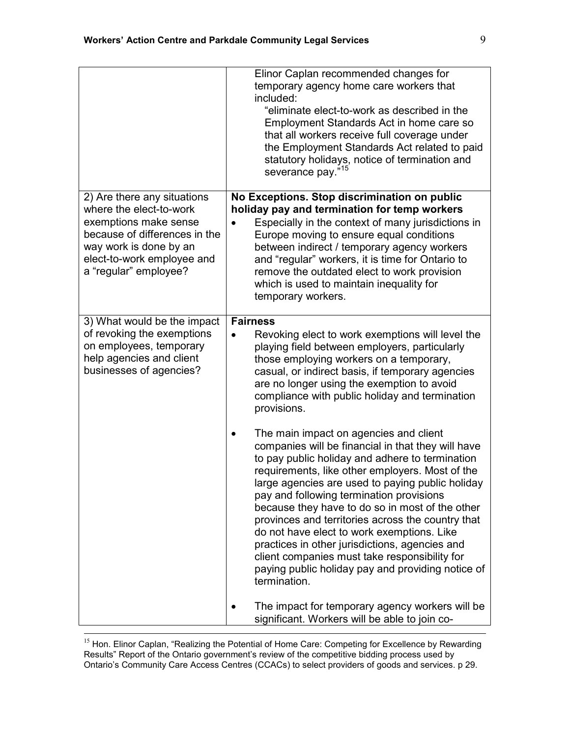| | |
|---|---|
| | Elinor Caplan recommended changes for temporary agency home care workers that included: "eliminate elect-to-work as described in the Employment Standards Act in home care so that all workers receive full coverage under the Employment Standards Act related to paid statutory holidays, notice of termination and severance pay."[15] |
| 2) Are there any situations where the elect-to-work exemptions make sense because of differences in the way work is done by an elect-to-work employee and a "regular" employee? | **No Exceptions. Stop discrimination on public holiday pay and termination for temp workers**<br>• Especially in the context of many jurisdictions in Europe moving to ensure equal conditions between indirect / temporary agency workers and "regular" workers, it is time for Ontario to remove the outdated elect to work provision which is used to maintain inequality for temporary workers. |
| 3) What would be the impact of revoking the exemptions on employees, temporary help agencies and client businesses of agencies? | **Fairness**<br>• Revoking elect to work exemptions will level the playing field between employers, particularly those employing workers on a temporary, casual, or indirect basis, if temporary agencies are no longer using the exemption to avoid compliance with public holiday and termination provisions.<br><br>• The main impact on agencies and client companies will be financial in that they will have to pay public holiday and adhere to termination requirements, like other employers. Most of the large agencies are used to paying public holiday pay and following termination provisions because they have to do so in most of the other provinces and territories across the country that do not have elect to work exemptions. Like practices in other jurisdictions, agencies and client companies must take responsibility for paying public holiday pay and providing notice of termination.<br><br>• The impact for temporary agency workers will be significant. Workers will be able to join co- |

[15] Hon. Elinor Caplan, "Realizing the Potential of Home Care: Competing for Excellence by Rewarding Results" Report of the Ontario government's review of the competitive bidding process used by Ontario's Community Care Access Centres (CCACs) to select providers of goods and services. p 29.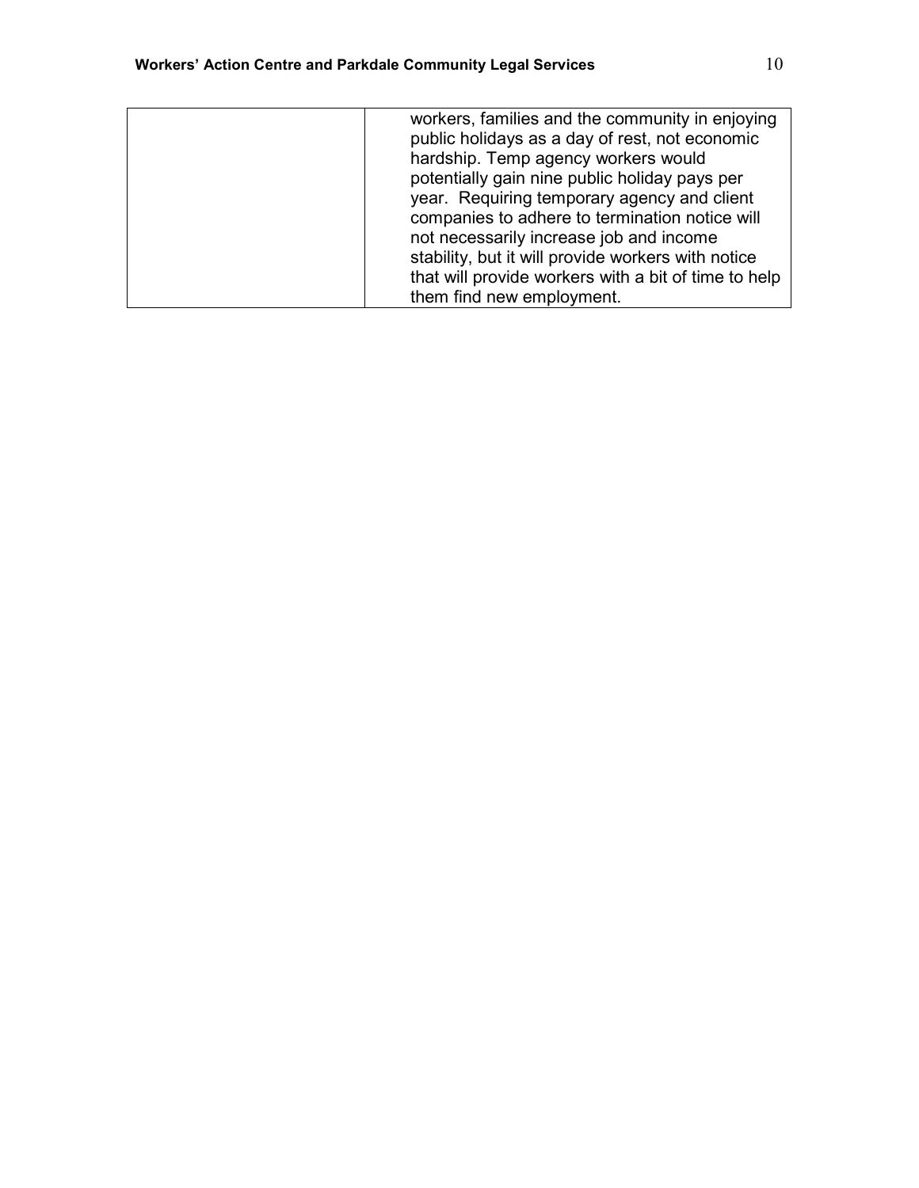| | |
|---|---|
| | workers, families and the community in enjoying public holidays as a day of rest, not economic hardship. Temp agency workers would potentially gain nine public holiday pays per year. Requiring temporary agency and client companies to adhere to termination notice will not necessarily increase job and income stability, but it will provide workers with notice that will provide workers with a bit of time to help them find new employment. |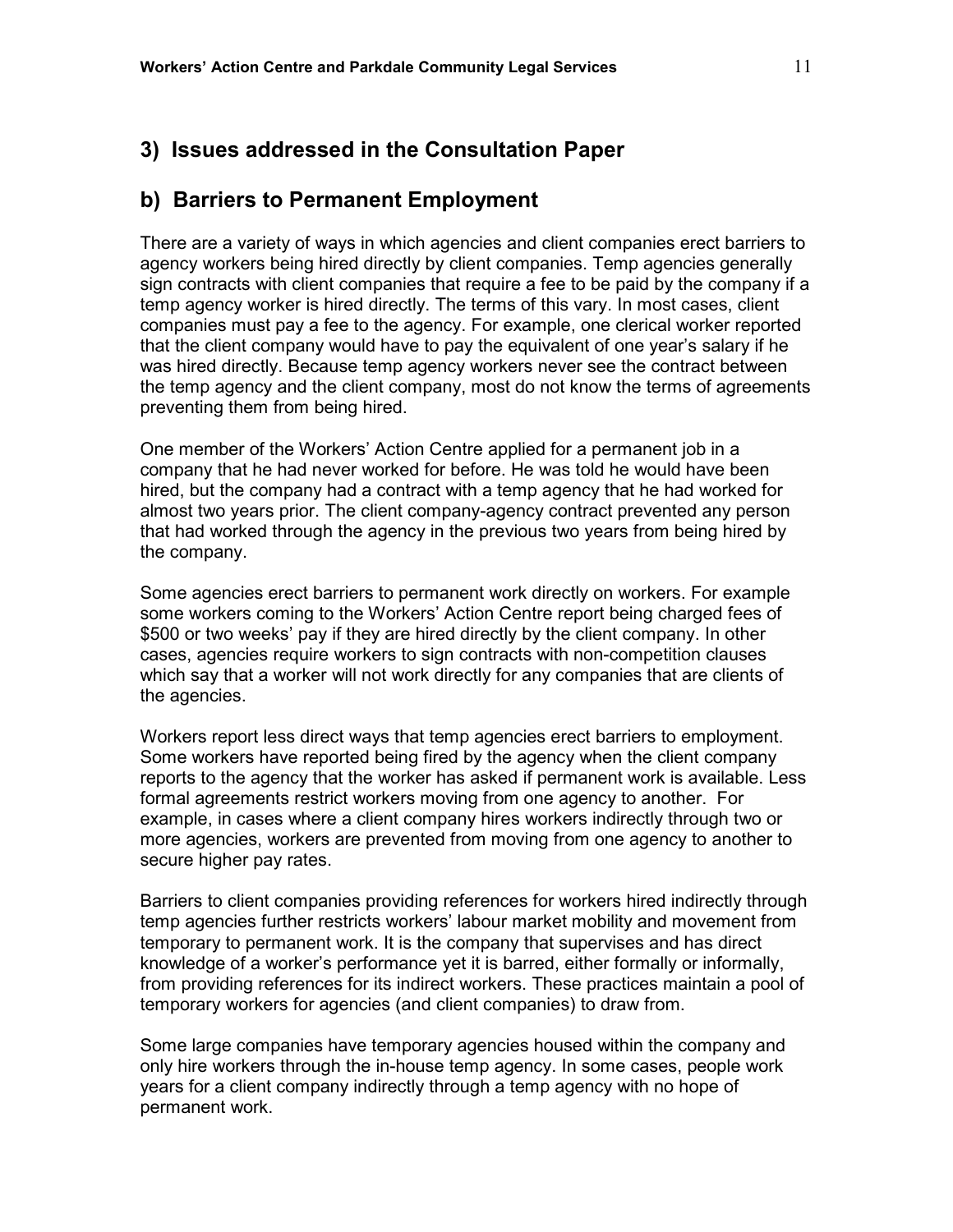## 3) Issues addressed in the Consultation Paper

## b) Barriers to Permanent Employment

There are a variety of ways in which agencies and client companies erect barriers to agency workers being hired directly by client companies. Temp agencies generally sign contracts with client companies that require a fee to be paid by the company if a temp agency worker is hired directly. The terms of this vary. In most cases, client companies must pay a fee to the agency. For example, one clerical worker reported that the client company would have to pay the equivalent of one year's salary if he was hired directly. Because temp agency workers never see the contract between the temp agency and the client company, most do not know the terms of agreements preventing them from being hired.

One member of the Workers' Action Centre applied for a permanent job in a company that he had never worked for before. He was told he would have been hired, but the company had a contract with a temp agency that he had worked for almost two years prior. The client company-agency contract prevented any person that had worked through the agency in the previous two years from being hired by the company.

Some agencies erect barriers to permanent work directly on workers. For example some workers coming to the Workers' Action Centre report being charged fees of $500 or two weeks' pay if they are hired directly by the client company. In other cases, agencies require workers to sign contracts with non-competition clauses which say that a worker will not work directly for any companies that are clients of the agencies.

Workers report less direct ways that temp agencies erect barriers to employment. Some workers have reported being fired by the agency when the client company reports to the agency that the worker has asked if permanent work is available. Less formal agreements restrict workers moving from one agency to another. For example, in cases where a client company hires workers indirectly through two or more agencies, workers are prevented from moving from one agency to another to secure higher pay rates.

Barriers to client companies providing references for workers hired indirectly through temp agencies further restricts workers' labour market mobility and movement from temporary to permanent work. It is the company that supervises and has direct knowledge of a worker's performance yet it is barred, either formally or informally, from providing references for its indirect workers. These practices maintain a pool of temporary workers for agencies (and client companies) to draw from.

Some large companies have temporary agencies housed within the company and only hire workers through the in-house temp agency. In some cases, people work years for a client company indirectly through a temp agency with no hope of permanent work.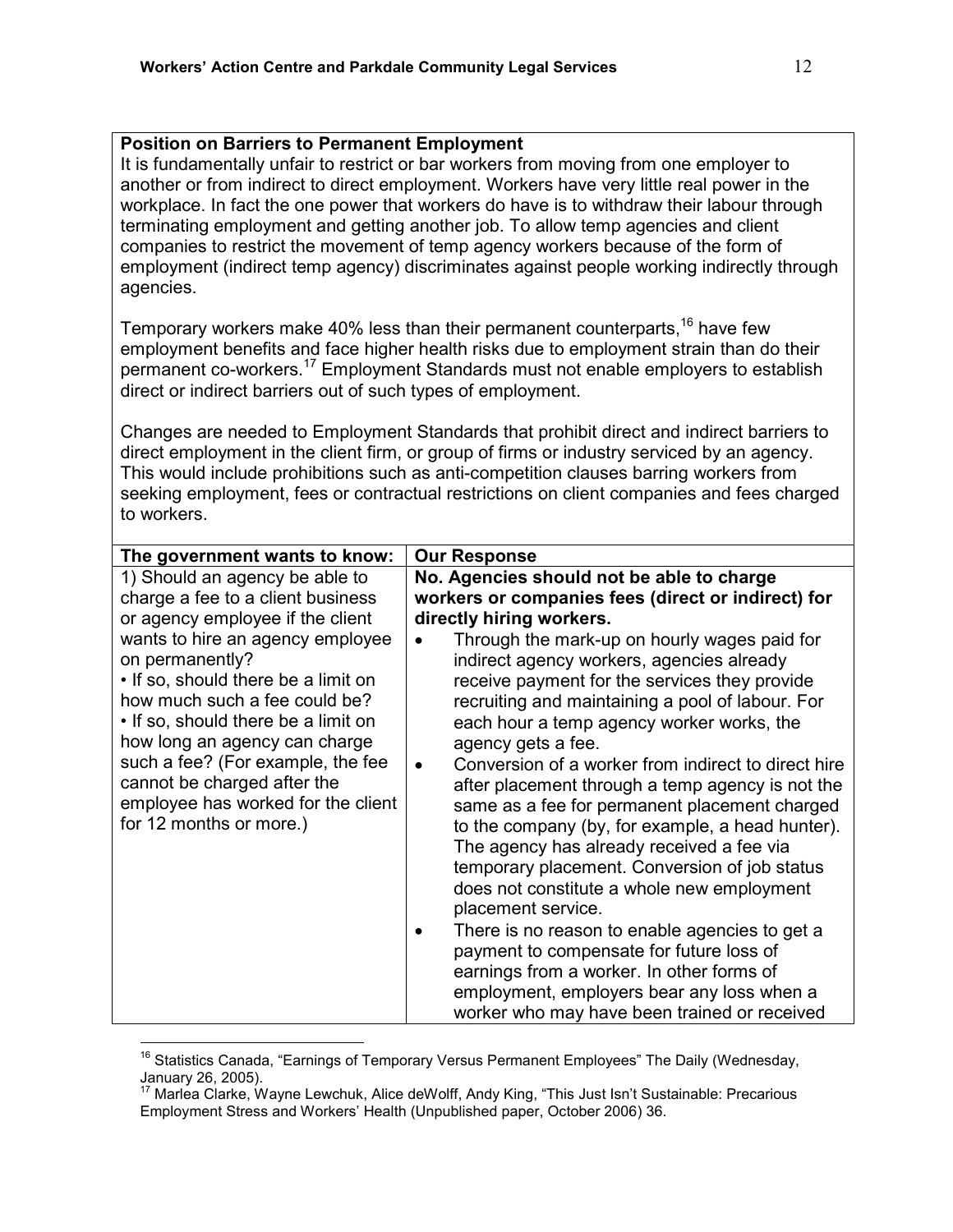**Position on Barriers to Permanent Employment**

It is fundamentally unfair to restrict or bar workers from moving from one employer to another or from indirect to direct employment. Workers have very little real power in the workplace. In fact the one power that workers do have is to withdraw their labour through terminating employment and getting another job. To allow temp agencies and client companies to restrict the movement of temp agency workers because of the form of employment (indirect temp agency) discriminates against people working indirectly through agencies.

Temporary workers make 40% less than their permanent counterparts,[16] have few employment benefits and face higher health risks due to employment strain than do their permanent co-workers.[17] Employment Standards must not enable employers to establish direct or indirect barriers out of such types of employment.

Changes are needed to Employment Standards that prohibit direct and indirect barriers to direct employment in the client firm, or group of firms or industry serviced by an agency. This would include prohibitions such as anti-competition clauses barring workers from seeking employment, fees or contractual restrictions on client companies and fees charged to workers.

| The government wants to know: | Our Response |
|---|---|
| 1) Should an agency be able to charge a fee to a client business or agency employee if the client wants to hire an agency employee on permanently?<br>• If so, should there be a limit on how much such a fee could be?<br>• If so, should there be a limit on how long an agency can charge such a fee? (For example, the fee cannot be charged after the employee has worked for the client for 12 months or more.) | **No. Agencies should not be able to charge workers or companies fees (direct or indirect) for directly hiring workers.**<br>• Through the mark-up on hourly wages paid for indirect agency workers, agencies already receive payment for the services they provide recruiting and maintaining a pool of labour. For each hour a temp agency worker works, the agency gets a fee.<br>• Conversion of a worker from indirect to direct hire after placement through a temp agency is not the same as a fee for permanent placement charged to the company (by, for example, a head hunter). The agency has already received a fee via temporary placement. Conversion of job status does not constitute a whole new employment placement service.<br>• There is no reason to enable agencies to get a payment to compensate for future loss of earnings from a worker. In other forms of employment, employers bear any loss when a worker who may have been trained or received |

[16] Statistics Canada, "Earnings of Temporary Versus Permanent Employees" The Daily (Wednesday, January 26, 2005).

[17] Marlea Clarke, Wayne Lewchuk, Alice deWolff, Andy King, "This Just Isn't Sustainable: Precarious Employment Stress and Workers' Health (Unpublished paper, October 2006) 36.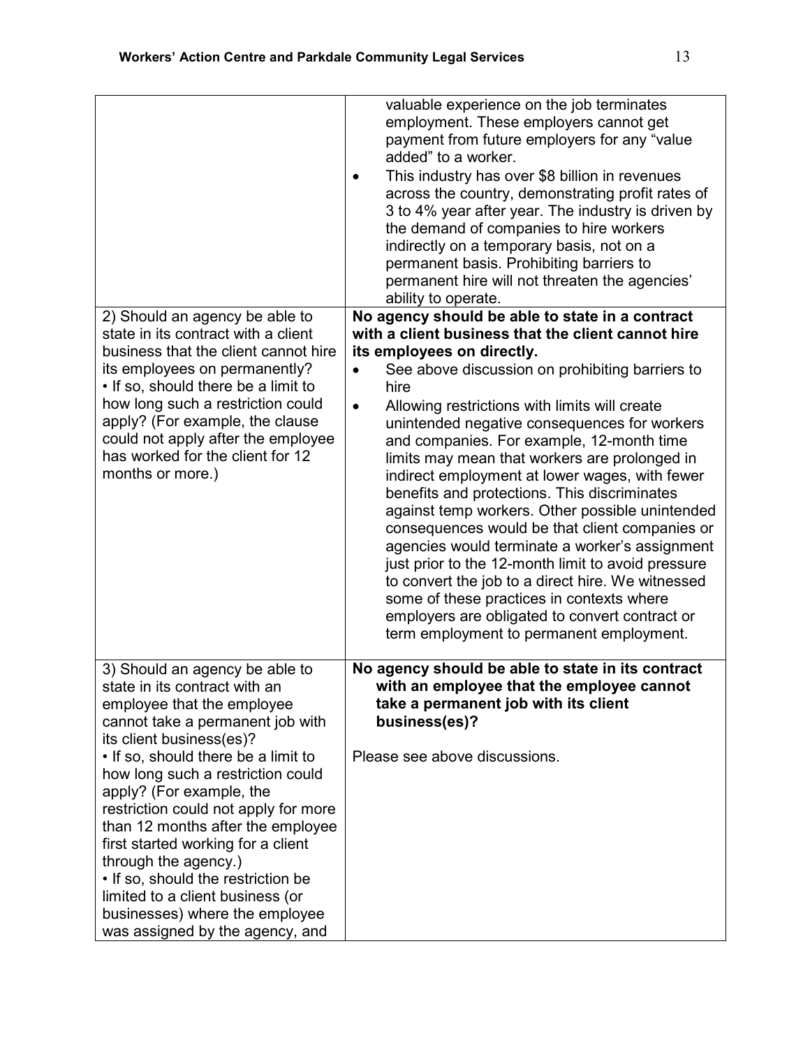| | |
|---|---|
| | • valuable experience on the job terminates employment. These employers cannot get payment from future employers for any “value added” to a worker.<br>• This industry has over $8 billion in revenues across the country, demonstrating profit rates of 3 to 4% year after year. The industry is driven by the demand of companies to hire workers indirectly on a temporary basis, not on a permanent basis. Prohibiting barriers to permanent hire will not threaten the agencies’ ability to operate. |
| 2) Should an agency be able to state in its contract with a client business that the client cannot hire its employees on permanently?<br>• If so, should there be a limit to how long such a restriction could apply? (For example, the clause could not apply after the employee has worked for the client for 12 months or more.) | **No agency should be able to state in a contract with a client business that the client cannot hire its employees on directly.**<br>• See above discussion on prohibiting barriers to hire<br>• Allowing restrictions with limits will create unintended negative consequences for workers and companies. For example, 12-month time limits may mean that workers are prolonged in indirect employment at lower wages, with fewer benefits and protections. This discriminates against temp workers. Other possible unintended consequences would be that client companies or agencies would terminate a worker’s assignment just prior to the 12-month limit to avoid pressure to convert the job to a direct hire. We witnessed some of these practices in contexts where employers are obligated to convert contract or term employment to permanent employment. |
| 3) Should an agency be able to state in its contract with an employee that the employee cannot take a permanent job with its client business(es)?<br>• If so, should there be a limit to how long such a restriction could apply? (For example, the restriction could not apply for more than 12 months after the employee first started working for a client through the agency.)<br>• If so, should the restriction be limited to a client business (or businesses) where the employee was assigned by the agency, and | **No agency should be able to state in its contract with an employee that the employee cannot take a permanent job with its client business(es)?**<br><br>Please see above discussions. |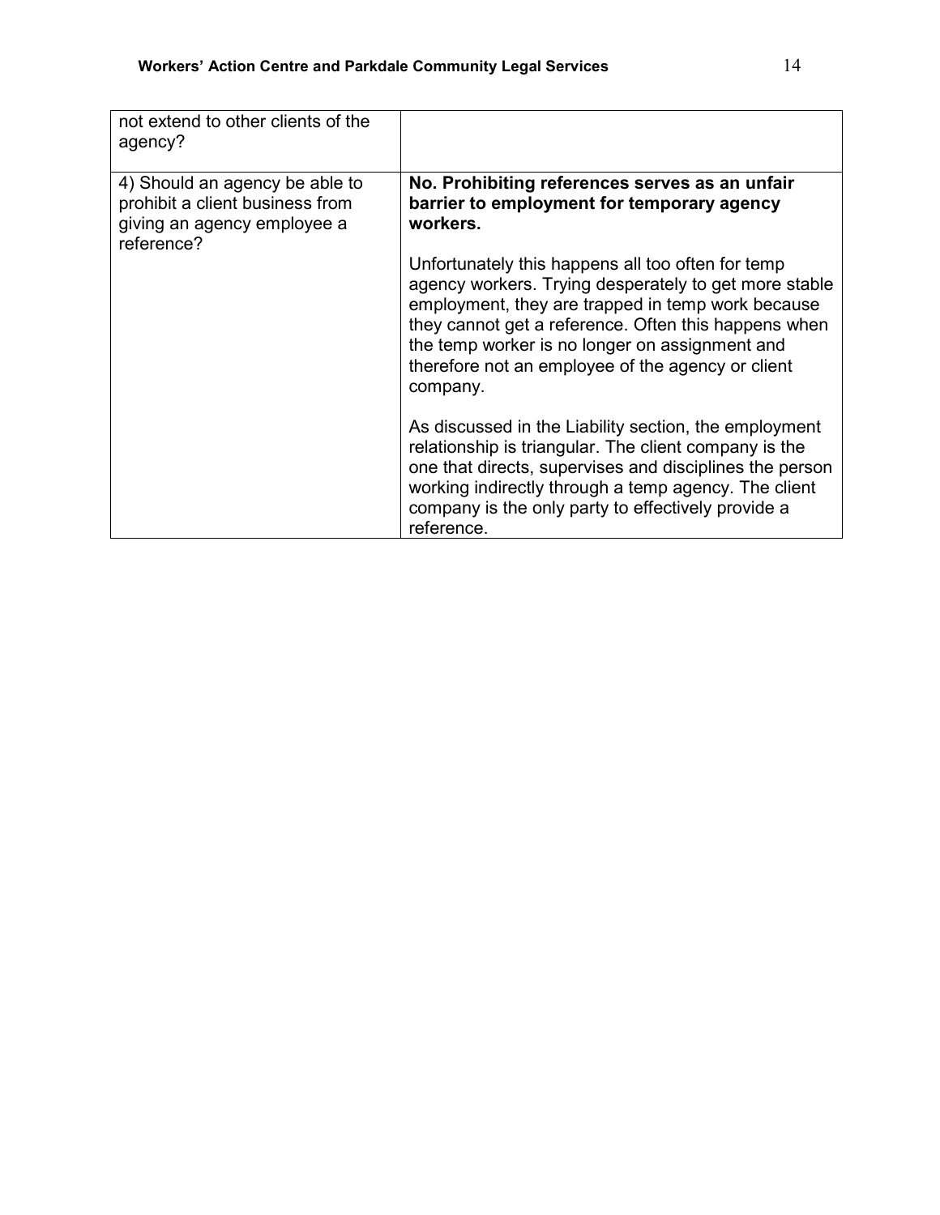| | |
|---|---|
| not extend to other clients of the agency? | |
| 4) Should an agency be able to prohibit a client business from giving an agency employee a reference? | **No. Prohibiting references serves as an unfair barrier to employment for temporary agency workers.**<br><br>Unfortunately this happens all too often for temp agency workers. Trying desperately to get more stable employment, they are trapped in temp work because they cannot get a reference. Often this happens when the temp worker is no longer on assignment and therefore not an employee of the agency or client company.<br><br>As discussed in the Liability section, the employment relationship is triangular. The client company is the one that directs, supervises and disciplines the person working indirectly through a temp agency. The client company is the only party to effectively provide a reference. |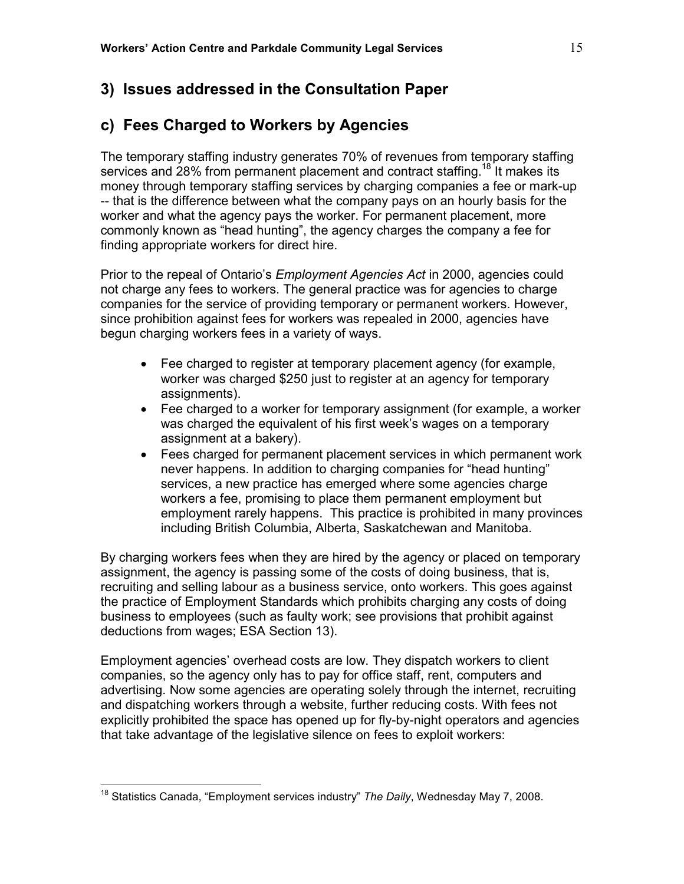## 3) Issues addressed in the Consultation Paper

## c) Fees Charged to Workers by Agencies

The temporary staffing industry generates 70% of revenues from temporary staffing services and 28% from permanent placement and contract staffing.[18] It makes its money through temporary staffing services by charging companies a fee or mark-up -- that is the difference between what the company pays on an hourly basis for the worker and what the agency pays the worker. For permanent placement, more commonly known as "head hunting", the agency charges the company a fee for finding appropriate workers for direct hire.

Prior to the repeal of Ontario's *Employment Agencies Act* in 2000, agencies could not charge any fees to workers. The general practice was for agencies to charge companies for the service of providing temporary or permanent workers. However, since prohibition against fees for workers was repealed in 2000, agencies have begun charging workers fees in a variety of ways.

- Fee charged to register at temporary placement agency (for example, worker was charged $250 just to register at an agency for temporary assignments).
- Fee charged to a worker for temporary assignment (for example, a worker was charged the equivalent of his first week's wages on a temporary assignment at a bakery).
- Fees charged for permanent placement services in which permanent work never happens. In addition to charging companies for "head hunting" services, a new practice has emerged where some agencies charge workers a fee, promising to place them permanent employment but employment rarely happens. This practice is prohibited in many provinces including British Columbia, Alberta, Saskatchewan and Manitoba.

By charging workers fees when they are hired by the agency or placed on temporary assignment, the agency is passing some of the costs of doing business, that is, recruiting and selling labour as a business service, onto workers. This goes against the practice of Employment Standards which prohibits charging any costs of doing business to employees (such as faulty work; see provisions that prohibit against deductions from wages; ESA Section 13).

Employment agencies' overhead costs are low. They dispatch workers to client companies, so the agency only has to pay for office staff, rent, computers and advertising. Now some agencies are operating solely through the internet, recruiting and dispatching workers through a website, further reducing costs. With fees not explicitly prohibited the space has opened up for fly-by-night operators and agencies that take advantage of the legislative silence on fees to exploit workers:

---

[18] Statistics Canada, "Employment services industry" *The Daily*, Wednesday May 7, 2008.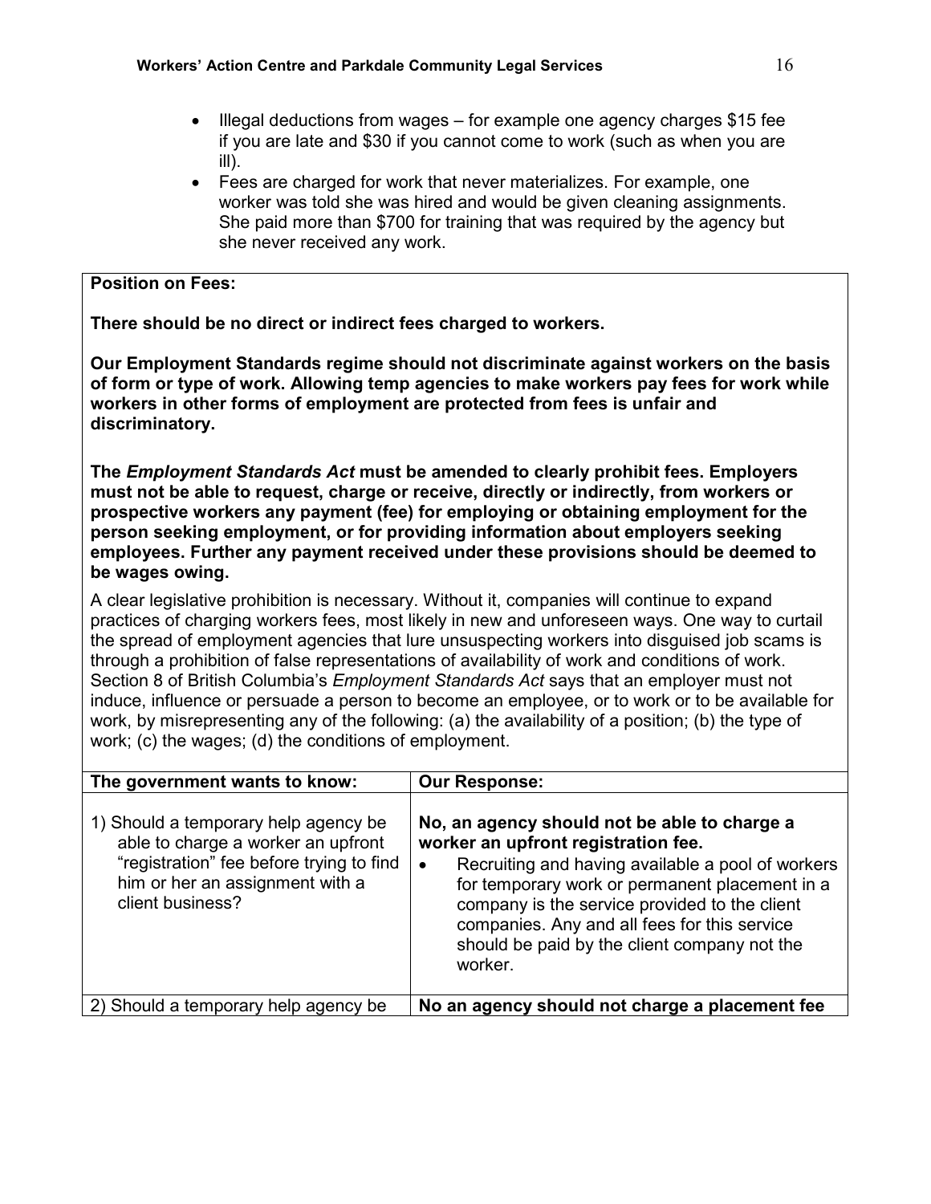- Illegal deductions from wages – for example one agency charges $15 fee if you are late and $30 if you cannot come to work (such as when you are ill).
- Fees are charged for work that never materializes. For example, one worker was told she was hired and would be given cleaning assignments. She paid more than $700 for training that was required by the agency but she never received any work.

**Position on Fees:**

**There should be no direct or indirect fees charged to workers.**

**Our Employment Standards regime should not discriminate against workers on the basis of form or type of work. Allowing temp agencies to make workers pay fees for work while workers in other forms of employment are protected from fees is unfair and discriminatory.**

**The *Employment Standards Act* must be amended to clearly prohibit fees. Employers must not be able to request, charge or receive, directly or indirectly, from workers or prospective workers any payment (fee) for employing or obtaining employment for the person seeking employment, or for providing information about employers seeking employees. Further any payment received under these provisions should be deemed to be wages owing.**

A clear legislative prohibition is necessary. Without it, companies will continue to expand practices of charging workers fees, most likely in new and unforeseen ways. One way to curtail the spread of employment agencies that lure unsuspecting workers into disguised job scams is through a prohibition of false representations of availability of work and conditions of work. Section 8 of British Columbia's *Employment Standards Act* says that an employer must not induce, influence or persuade a person to become an employee, or to work or to be available for work, by misrepresenting any of the following: (a) the availability of a position; (b) the type of work; (c) the wages; (d) the conditions of employment.

| The government wants to know: | Our Response: |
|---|---|
| 1) Should a temporary help agency be able to charge a worker an upfront "registration" fee before trying to find him or her an assignment with a client business? | **No, an agency should not be able to charge a worker an upfront registration fee.**<br>• Recruiting and having available a pool of workers for temporary work or permanent placement in a company is the service provided to the client companies. Any and all fees for this service should be paid by the client company not the worker. |
| 2) Should a temporary help agency be | **No an agency should not charge a placement fee** |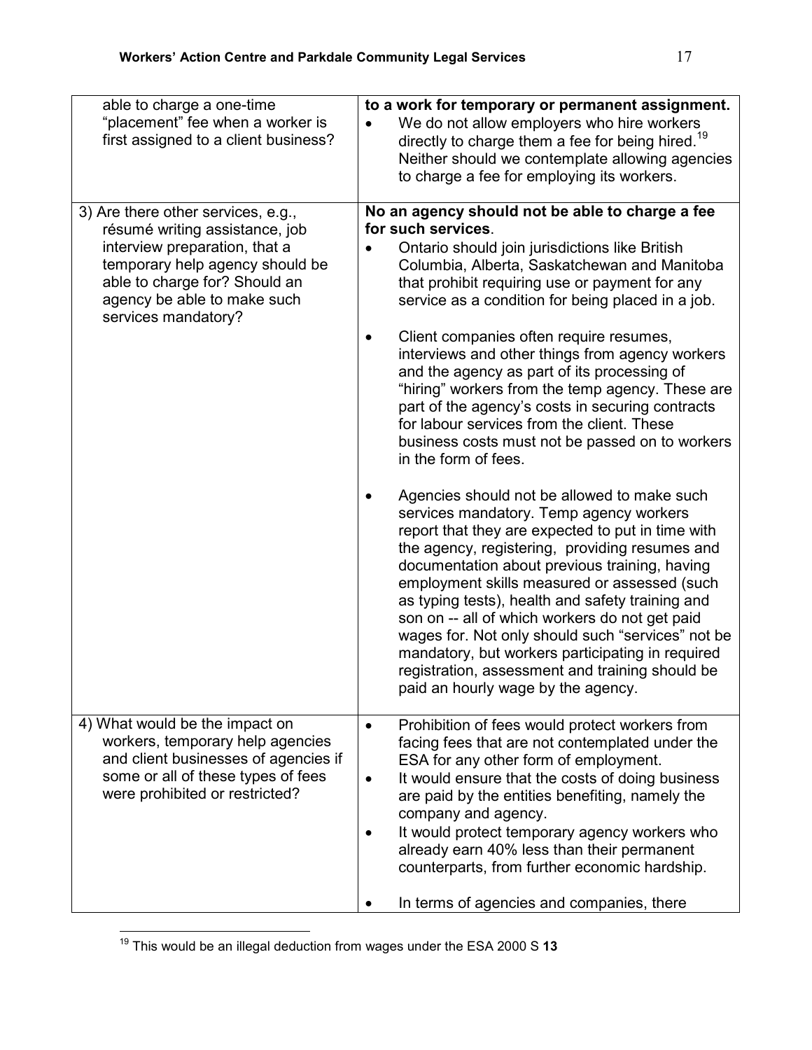| | |
|---|---|
| able to charge a one-time "placement" fee when a worker is first assigned to a client business? | **to a work for temporary or permanent assignment.**<br>• We do not allow employers who hire workers directly to charge them a fee for being hired.[19] Neither should we contemplate allowing agencies to charge a fee for employing its workers. |
| 3) Are there other services, e.g., résumé writing assistance, job interview preparation, that a temporary help agency should be able to charge for? Should an agency be able to make such services mandatory? | **No an agency should not be able to charge a fee for such services**.<br>• Ontario should join jurisdictions like British Columbia, Alberta, Saskatchewan and Manitoba that prohibit requiring use or payment for any service as a condition for being placed in a job.<br>• Client companies often require resumes, interviews and other things from agency workers and the agency as part of its processing of "hiring" workers from the temp agency. These are part of the agency's costs in securing contracts for labour services from the client. These business costs must not be passed on to workers in the form of fees.<br>• Agencies should not be allowed to make such services mandatory. Temp agency workers report that they are expected to put in time with the agency, registering, providing resumes and documentation about previous training, having employment skills measured or assessed (such as typing tests), health and safety training and son on -- all of which workers do not get paid wages for. Not only should such "services" not be mandatory, but workers participating in required registration, assessment and training should be paid an hourly wage by the agency. |
| 4) What would be the impact on workers, temporary help agencies and client businesses of agencies if some or all of these types of fees were prohibited or restricted? | • Prohibition of fees would protect workers from facing fees that are not contemplated under the ESA for any other form of employment.<br>• It would ensure that the costs of doing business are paid by the entities benefiting, namely the company and agency.<br>• It would protect temporary agency workers who already earn 40% less than their permanent counterparts, from further economic hardship.<br>• In terms of agencies and companies, there |

[19] This would be an illegal deduction from wages under the ESA 2000 S **13**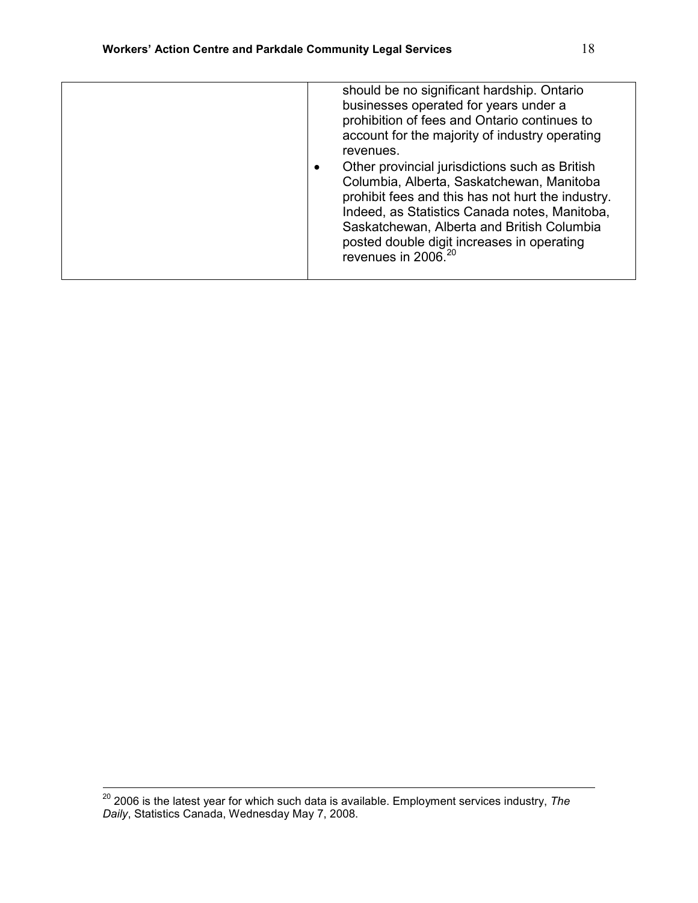| | |
|---|---|
| | should be no significant hardship. Ontario businesses operated for years under a prohibition of fees and Ontario continues to account for the majority of industry operating revenues.<br>• Other provincial jurisdictions such as British Columbia, Alberta, Saskatchewan, Manitoba prohibit fees and this has not hurt the industry. Indeed, as Statistics Canada notes, Manitoba, Saskatchewan, Alberta and British Columbia posted double digit increases in operating revenues in 2006.[20] |

[20] 2006 is the latest year for which such data is available. Employment services industry, *The Daily*, Statistics Canada, Wednesday May 7, 2008.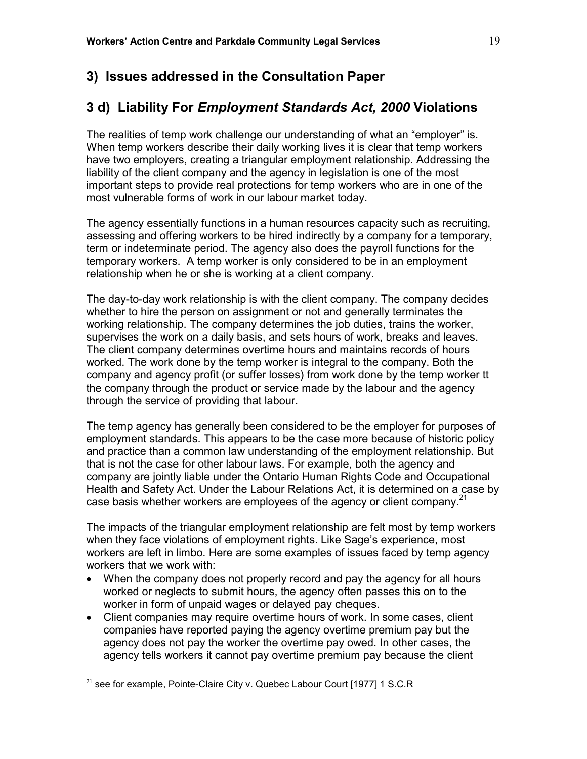## 3) Issues addressed in the Consultation Paper

## 3 d) Liability For *Employment Standards Act, 2000* Violations

The realities of temp work challenge our understanding of what an "employer" is. When temp workers describe their daily working lives it is clear that temp workers have two employers, creating a triangular employment relationship. Addressing the liability of the client company and the agency in legislation is one of the most important steps to provide real protections for temp workers who are in one of the most vulnerable forms of work in our labour market today.

The agency essentially functions in a human resources capacity such as recruiting, assessing and offering workers to be hired indirectly by a company for a temporary, term or indeterminate period. The agency also does the payroll functions for the temporary workers. A temp worker is only considered to be in an employment relationship when he or she is working at a client company.

The day-to-day work relationship is with the client company. The company decides whether to hire the person on assignment or not and generally terminates the working relationship. The company determines the job duties, trains the worker, supervises the work on a daily basis, and sets hours of work, breaks and leaves. The client company determines overtime hours and maintains records of hours worked. The work done by the temp worker is integral to the company. Both the company and agency profit (or suffer losses) from work done by the temp worker tt the company through the product or service made by the labour and the agency through the service of providing that labour.

The temp agency has generally been considered to be the employer for purposes of employment standards. This appears to be the case more because of historic policy and practice than a common law understanding of the employment relationship. But that is not the case for other labour laws. For example, both the agency and company are jointly liable under the Ontario Human Rights Code and Occupational Health and Safety Act. Under the Labour Relations Act, it is determined on a case by case basis whether workers are employees of the agency or client company.[21]

The impacts of the triangular employment relationship are felt most by temp workers when they face violations of employment rights. Like Sage's experience, most workers are left in limbo. Here are some examples of issues faced by temp agency workers that we work with:

- When the company does not properly record and pay the agency for all hours worked or neglects to submit hours, the agency often passes this on to the worker in form of unpaid wages or delayed pay cheques.
- Client companies may require overtime hours of work. In some cases, client companies have reported paying the agency overtime premium pay but the agency does not pay the worker the overtime pay owed. In other cases, the agency tells workers it cannot pay overtime premium pay because the client

[21] see for example, Pointe-Claire City v. Quebec Labour Court [1977] 1 S.C.R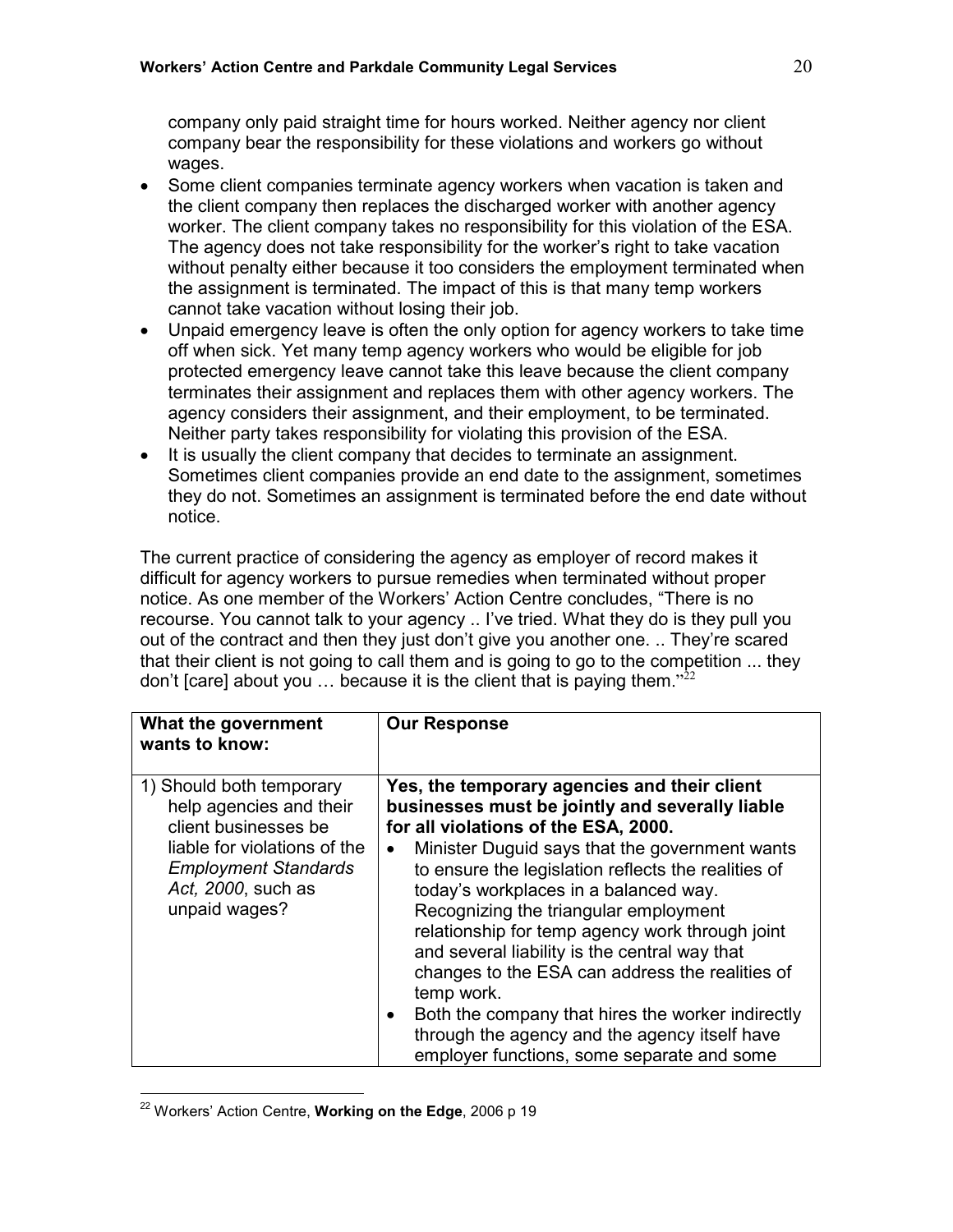company only paid straight time for hours worked. Neither agency nor client company bear the responsibility for these violations and workers go without wages.

- Some client companies terminate agency workers when vacation is taken and the client company then replaces the discharged worker with another agency worker. The client company takes no responsibility for this violation of the ESA. The agency does not take responsibility for the worker's right to take vacation without penalty either because it too considers the employment terminated when the assignment is terminated. The impact of this is that many temp workers cannot take vacation without losing their job.
- Unpaid emergency leave is often the only option for agency workers to take time off when sick. Yet many temp agency workers who would be eligible for job protected emergency leave cannot take this leave because the client company terminates their assignment and replaces them with other agency workers. The agency considers their assignment, and their employment, to be terminated. Neither party takes responsibility for violating this provision of the ESA.
- It is usually the client company that decides to terminate an assignment. Sometimes client companies provide an end date to the assignment, sometimes they do not. Sometimes an assignment is terminated before the end date without notice.

The current practice of considering the agency as employer of record makes it difficult for agency workers to pursue remedies when terminated without proper notice. As one member of the Workers' Action Centre concludes, "There is no recourse. You cannot talk to your agency .. I've tried. What they do is they pull you out of the contract and then they just don't give you another one. .. They're scared that their client is not going to call them and is going to go to the competition ... they don't [care] about you … because it is the client that is paying them."[22]

| What the government wants to know: | Our Response |
|---|---|
| 1) Should both temporary help agencies and their client businesses be liable for violations of the *Employment Standards Act, 2000*, such as unpaid wages? | **Yes, the temporary agencies and their client businesses must be jointly and severally liable for all violations of the ESA, 2000.**<br>• Minister Duguid says that the government wants to ensure the legislation reflects the realities of today's workplaces in a balanced way. Recognizing the triangular employment relationship for temp agency work through joint and several liability is the central way that changes to the ESA can address the realities of temp work.<br>• Both the company that hires the worker indirectly through the agency and the agency itself have employer functions, some separate and some |

[22] Workers' Action Centre, **Working on the Edge**, 2006 p 19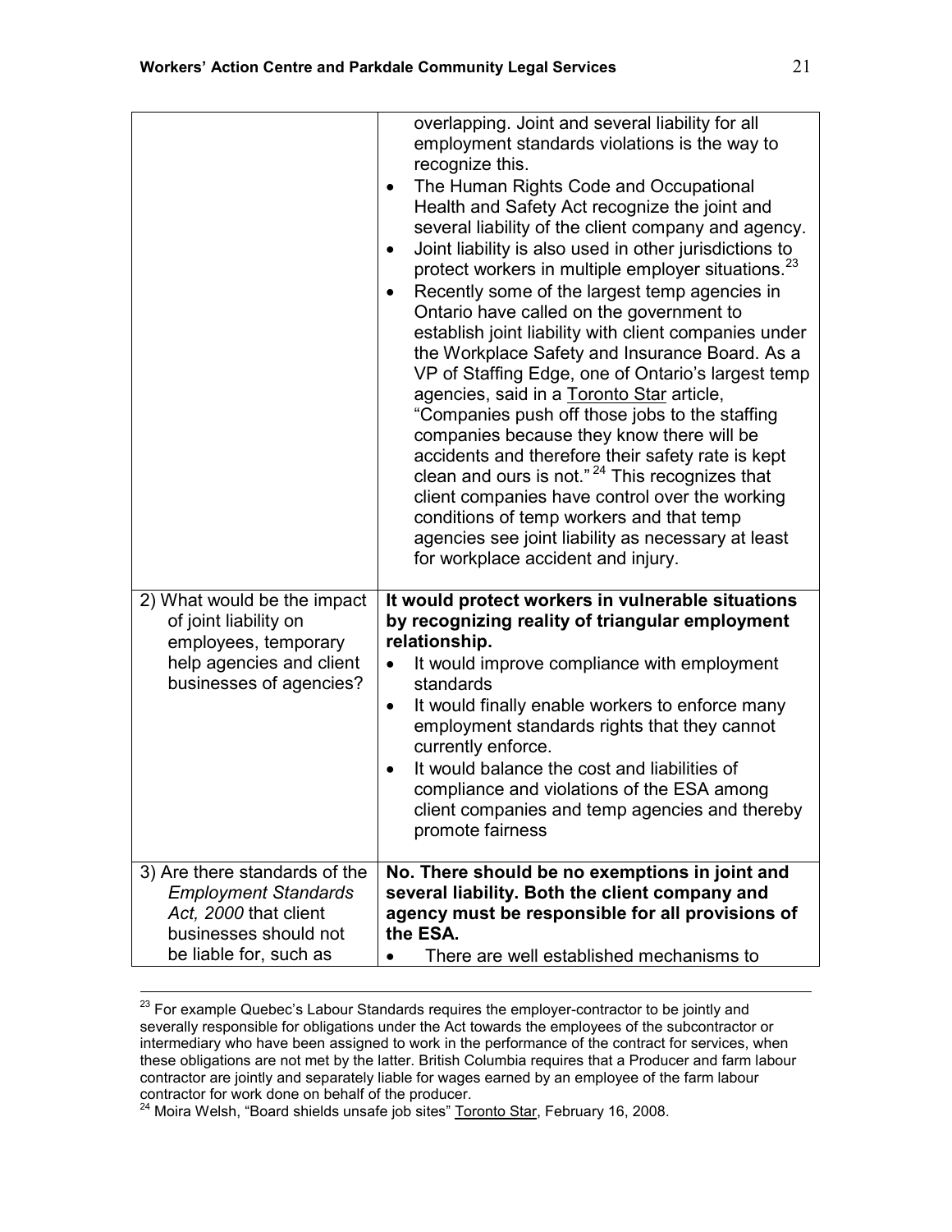| | |
|---|---|
| | overlapping. Joint and several liability for all employment standards violations is the way to recognize this.<br>• The Human Rights Code and Occupational Health and Safety Act recognize the joint and several liability of the client company and agency.<br>• Joint liability is also used in other jurisdictions to protect workers in multiple employer situations.[23]<br>• Recently some of the largest temp agencies in Ontario have called on the government to establish joint liability with client companies under the Workplace Safety and Insurance Board. As a VP of Staffing Edge, one of Ontario's largest temp agencies, said in a Toronto Star article, "Companies push off those jobs to the staffing companies because they know there will be accidents and therefore their safety rate is kept clean and ours is not."[24] This recognizes that client companies have control over the working conditions of temp workers and that temp agencies see joint liability as necessary at least for workplace accident and injury. |
| 2) What would be the impact of joint liability on employees, temporary help agencies and client businesses of agencies? | **It would protect workers in vulnerable situations by recognizing reality of triangular employment relationship.**<br>• It would improve compliance with employment standards<br>• It would finally enable workers to enforce many employment standards rights that they cannot currently enforce.<br>• It would balance the cost and liabilities of compliance and violations of the ESA among client companies and temp agencies and thereby promote fairness |
| 3) Are there standards of the *Employment Standards Act, 2000* that client businesses should not be liable for, such as | **No. There should be no exemptions in joint and several liability. Both the client company and agency must be responsible for all provisions of the ESA.**<br>• There are well established mechanisms to |

[23] For example Quebec's Labour Standards requires the employer-contractor to be jointly and severally responsible for obligations under the Act towards the employees of the subcontractor or intermediary who have been assigned to work in the performance of the contract for services, when these obligations are not met by the latter. British Columbia requires that a Producer and farm labour contractor are jointly and separately liable for wages earned by an employee of the farm labour contractor for work done on behalf of the producer.

[24] Moira Welsh, "Board shields unsafe job sites" Toronto Star, February 16, 2008.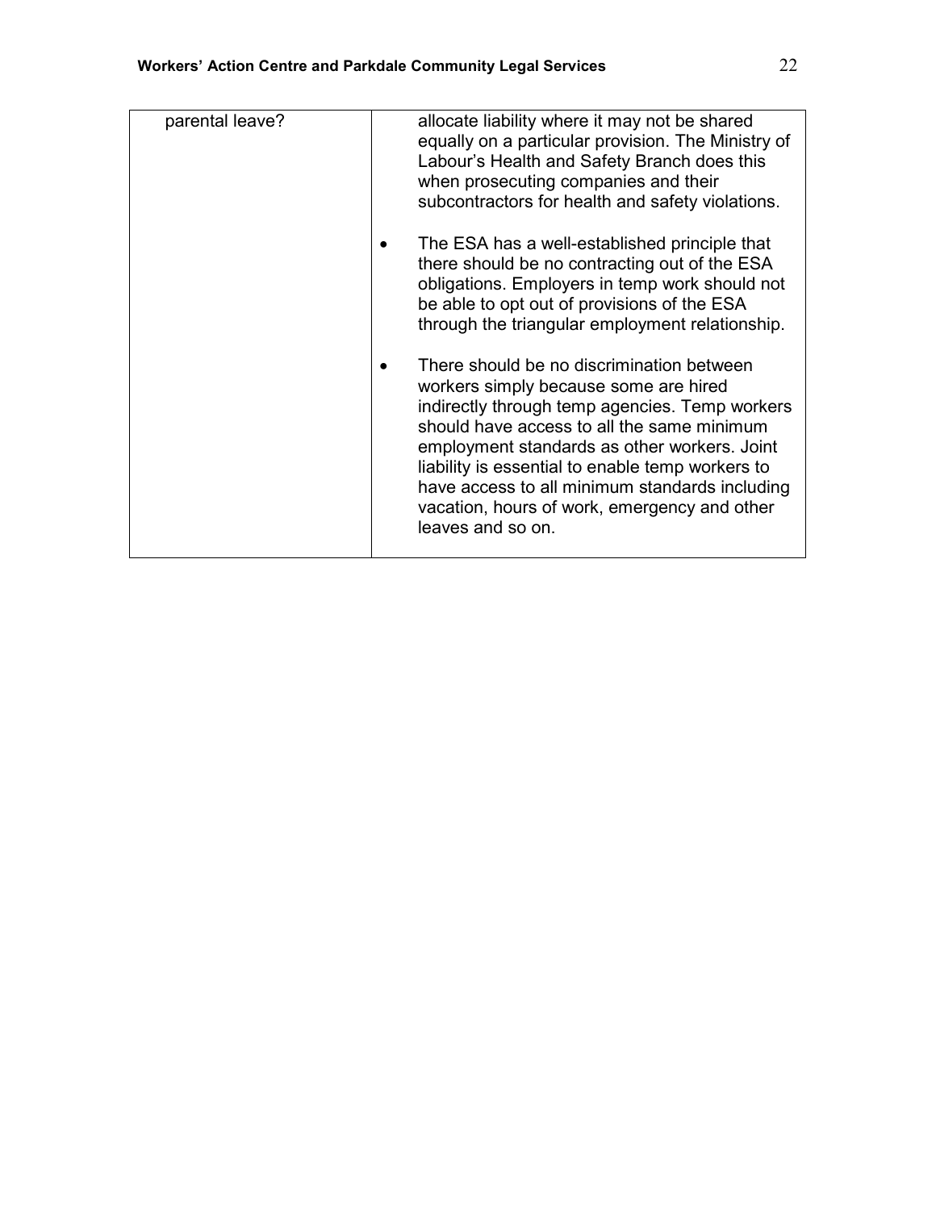| | |
|---|---|
| parental leave? | allocate liability where it may not be shared equally on a particular provision. The Ministry of Labour's Health and Safety Branch does this when prosecuting companies and their subcontractors for health and safety violations.<br><br>• The ESA has a well-established principle that there should be no contracting out of the ESA obligations. Employers in temp work should not be able to opt out of provisions of the ESA through the triangular employment relationship.<br><br>• There should be no discrimination between workers simply because some are hired indirectly through temp agencies. Temp workers should have access to all the same minimum employment standards as other workers. Joint liability is essential to enable temp workers to have access to all minimum standards including vacation, hours of work, emergency and other leaves and so on. |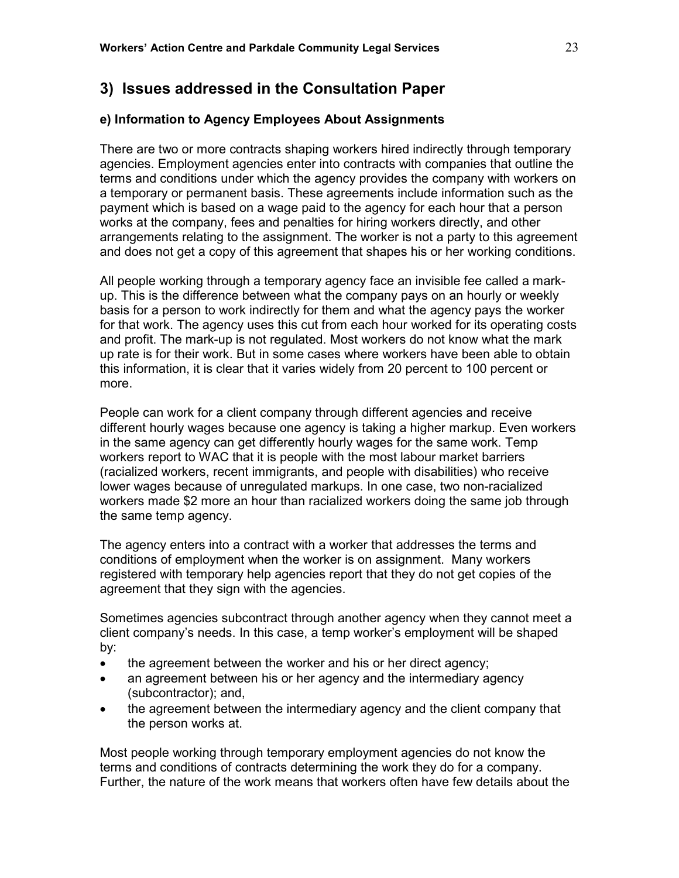## 3) Issues addressed in the Consultation Paper

### e) Information to Agency Employees About Assignments

There are two or more contracts shaping workers hired indirectly through temporary agencies. Employment agencies enter into contracts with companies that outline the terms and conditions under which the agency provides the company with workers on a temporary or permanent basis. These agreements include information such as the payment which is based on a wage paid to the agency for each hour that a person works at the company, fees and penalties for hiring workers directly, and other arrangements relating to the assignment. The worker is not a party to this agreement and does not get a copy of this agreement that shapes his or her working conditions.

All people working through a temporary agency face an invisible fee called a mark-up. This is the difference between what the company pays on an hourly or weekly basis for a person to work indirectly for them and what the agency pays the worker for that work. The agency uses this cut from each hour worked for its operating costs and profit. The mark-up is not regulated. Most workers do not know what the mark up rate is for their work. But in some cases where workers have been able to obtain this information, it is clear that it varies widely from 20 percent to 100 percent or more.

People can work for a client company through different agencies and receive different hourly wages because one agency is taking a higher markup. Even workers in the same agency can get differently hourly wages for the same work. Temp workers report to WAC that it is people with the most labour market barriers (racialized workers, recent immigrants, and people with disabilities) who receive lower wages because of unregulated markups. In one case, two non-racialized workers made $2 more an hour than racialized workers doing the same job through the same temp agency.

The agency enters into a contract with a worker that addresses the terms and conditions of employment when the worker is on assignment. Many workers registered with temporary help agencies report that they do not get copies of the agreement that they sign with the agencies.

Sometimes agencies subcontract through another agency when they cannot meet a client company's needs. In this case, a temp worker's employment will be shaped by:

- the agreement between the worker and his or her direct agency;
- an agreement between his or her agency and the intermediary agency (subcontractor); and,
- the agreement between the intermediary agency and the client company that the person works at.

Most people working through temporary employment agencies do not know the terms and conditions of contracts determining the work they do for a company. Further, the nature of the work means that workers often have few details about the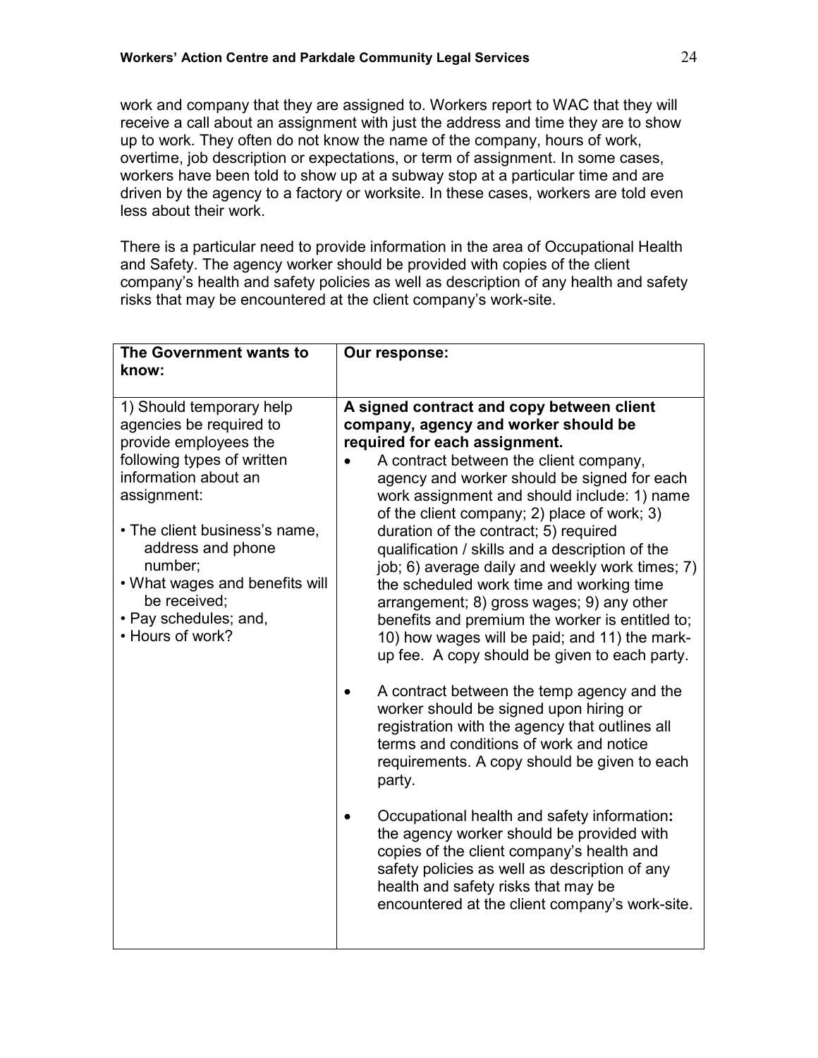work and company that they are assigned to. Workers report to WAC that they will receive a call about an assignment with just the address and time they are to show up to work. They often do not know the name of the company, hours of work, overtime, job description or expectations, or term of assignment. In some cases, workers have been told to show up at a subway stop at a particular time and are driven by the agency to a factory or worksite. In these cases, workers are told even less about their work.

There is a particular need to provide information in the area of Occupational Health and Safety. The agency worker should be provided with copies of the client company's health and safety policies as well as description of any health and safety risks that may be encountered at the client company's work-site.

| The Government wants to know: | Our response: |
|---|---|
| 1) Should temporary help agencies be required to provide employees the following types of written information about an assignment:<br><br>• The client business's name, address and phone number;<br>• What wages and benefits will be received;<br>• Pay schedules; and,<br>• Hours of work? | **A signed contract and copy between client company, agency and worker should be required for each assignment.**<br>• A contract between the client company, agency and worker should be signed for each work assignment and should include: 1) name of the client company; 2) place of work; 3) duration of the contract; 5) required qualification / skills and a description of the job; 6) average daily and weekly work times; 7) the scheduled work time and working time arrangement; 8) gross wages; 9) any other benefits and premium the worker is entitled to; 10) how wages will be paid; and 11) the mark-up fee. A copy should be given to each party.<br><br>• A contract between the temp agency and the worker should be signed upon hiring or registration with the agency that outlines all terms and conditions of work and notice requirements. A copy should be given to each party.<br><br>• Occupational health and safety information**:** the agency worker should be provided with copies of the client company's health and safety policies as well as description of any health and safety risks that may be encountered at the client company's work-site. |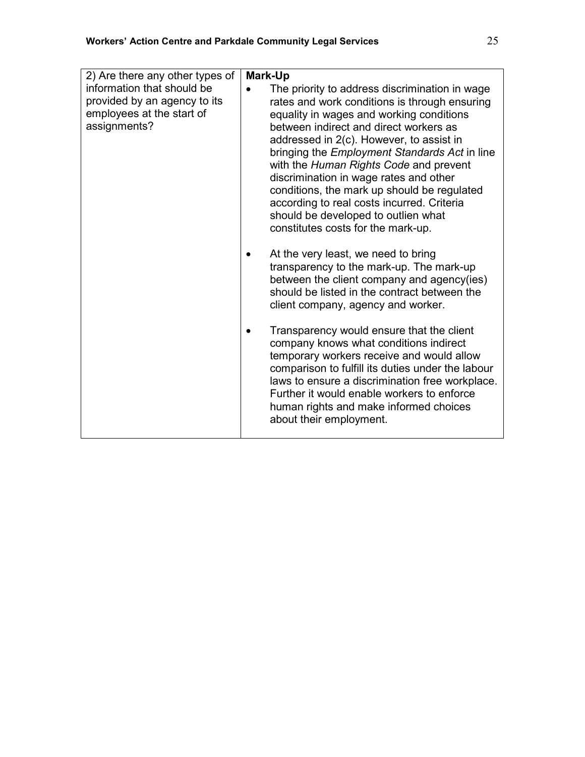| 2) Are there any other types of information that should be provided by an agency to its employees at the start of assignments? | **Mark-Up**<br>• The priority to address discrimination in wage rates and work conditions is through ensuring equality in wages and working conditions between indirect and direct workers as addressed in 2(c). However, to assist in bringing the *Employment Standards Act* in line with the *Human Rights Code* and prevent discrimination in wage rates and other conditions, the mark up should be regulated according to real costs incurred. Criteria should be developed to outlien what constitutes costs for the mark-up.<br><br>• At the very least, we need to bring transparency to the mark-up. The mark-up between the client company and agency(ies) should be listed in the contract between the client company, agency and worker.<br><br>• Transparency would ensure that the client company knows what conditions indirect temporary workers receive and would allow comparison to fulfill its duties under the labour laws to ensure a discrimination free workplace. Further it would enable workers to enforce human rights and make informed choices about their employment. |
|---|---|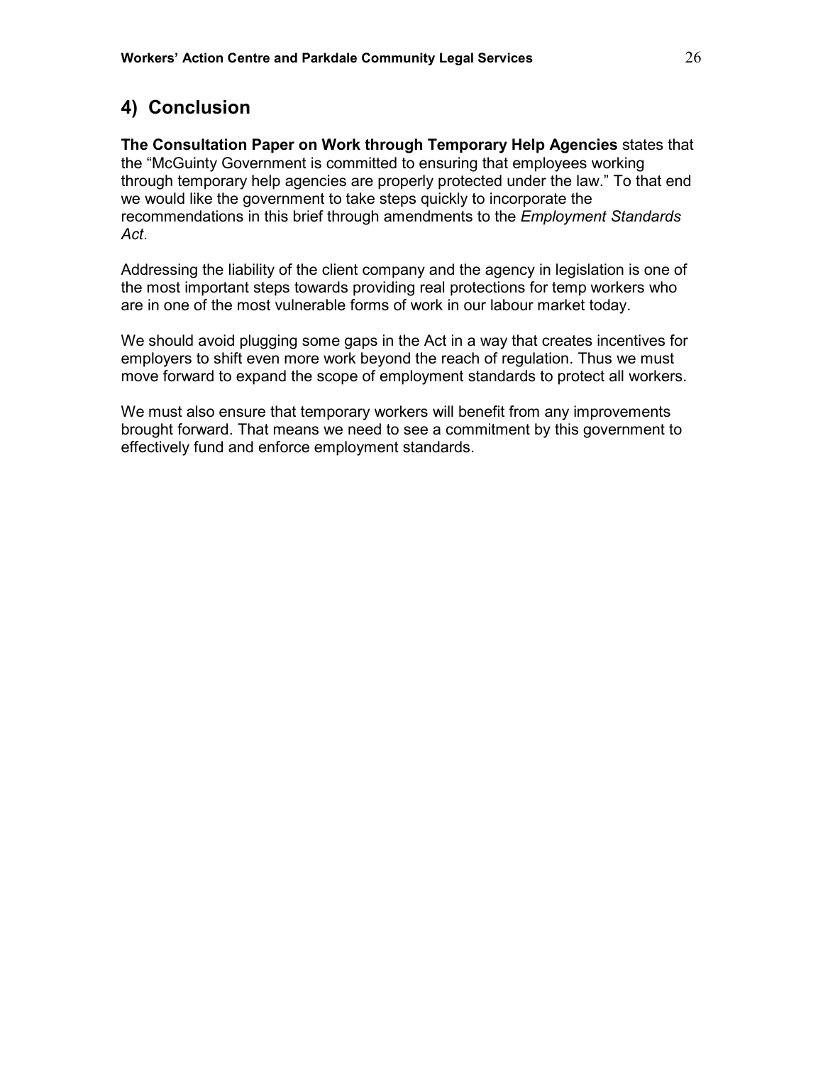## 4) Conclusion

**The Consultation Paper on Work through Temporary Help Agencies** states that the "McGuinty Government is committed to ensuring that employees working through temporary help agencies are properly protected under the law." To that end we would like the government to take steps quickly to incorporate the recommendations in this brief through amendments to the *Employment Standards Act*.

Addressing the liability of the client company and the agency in legislation is one of the most important steps towards providing real protections for temp workers who are in one of the most vulnerable forms of work in our labour market today.

We should avoid plugging some gaps in the Act in a way that creates incentives for employers to shift even more work beyond the reach of regulation. Thus we must move forward to expand the scope of employment standards to protect all workers.

We must also ensure that temporary workers will benefit from any improvements brought forward. That means we need to see a commitment by this government to effectively fund and enforce employment standards.